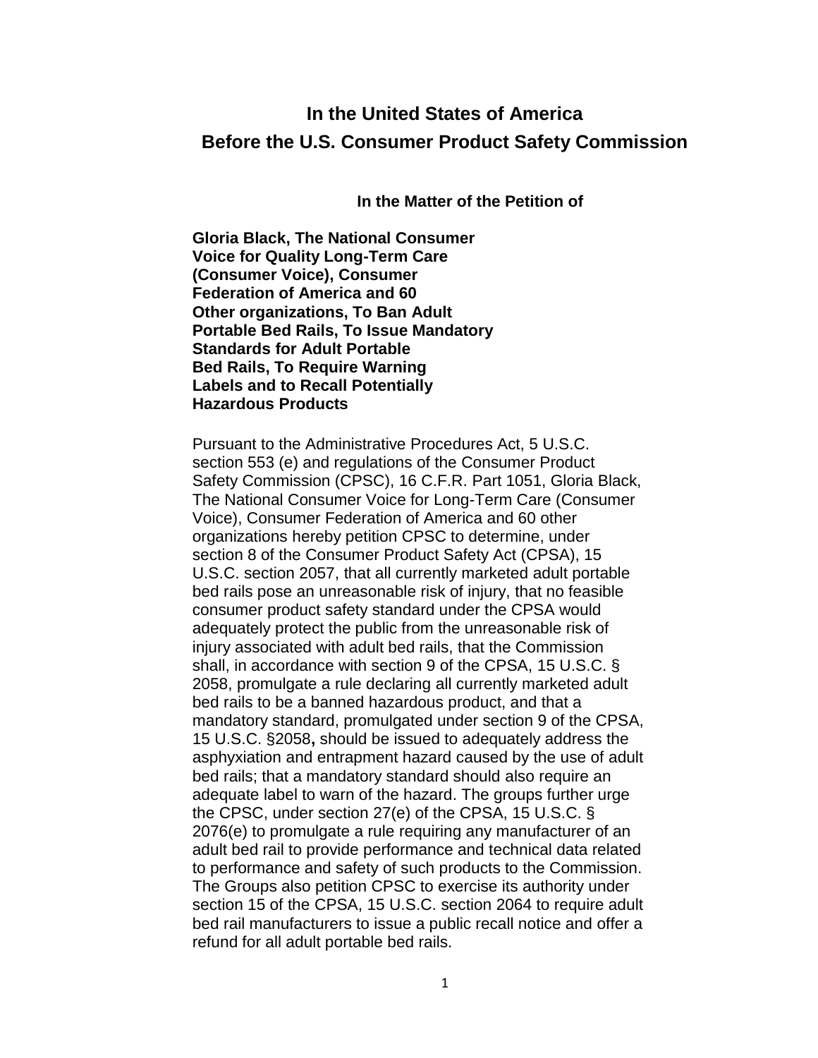# In the United States of America

# Before the U.S. Consumer Product Safety Commission

**In the Matter of the Petition of**

**Gloria Black, The National Consumer Voice for Quality Long-Term Care (Consumer Voice), Consumer Federation of America and 60 Other organizations, To Ban Adult Portable Bed Rails, To Issue Mandatory Standards for Adult Portable Bed Rails, To Require Warning Labels and to Recall Potentially Hazardous Products**

Pursuant to the Administrative Procedures Act, 5 U.S.C. section 553 (e) and regulations of the Consumer Product Safety Commission (CPSC), 16 C.F.R. Part 1051, Gloria Black, The National Consumer Voice for Long-Term Care (Consumer Voice), Consumer Federation of America and 60 other organizations hereby petition CPSC to determine, under section 8 of the Consumer Product Safety Act (CPSA), 15 U.S.C. section 2057, that all currently marketed adult portable bed rails pose an unreasonable risk of injury, that no feasible consumer product safety standard under the CPSA would adequately protect the public from the unreasonable risk of injury associated with adult bed rails, that the Commission shall, in accordance with section 9 of the CPSA, 15 U.S.C. § 2058, promulgate a rule declaring all currently marketed adult bed rails to be a banned hazardous product, and that a mandatory standard, promulgated under section 9 of the CPSA, 15 U.S.C. §2058**,** should be issued to adequately address the asphyxiation and entrapment hazard caused by the use of adult bed rails; that a mandatory standard should also require an adequate label to warn of the hazard. The groups further urge the CPSC, under section 27(e) of the CPSA, 15 U.S.C. § 2076(e) to promulgate a rule requiring any manufacturer of an adult bed rail to provide performance and technical data related to performance and safety of such products to the Commission. The Groups also petition CPSC to exercise its authority under section 15 of the CPSA, 15 U.S.C. section 2064 to require adult bed rail manufacturers to issue a public recall notice and offer a refund for all adult portable bed rails.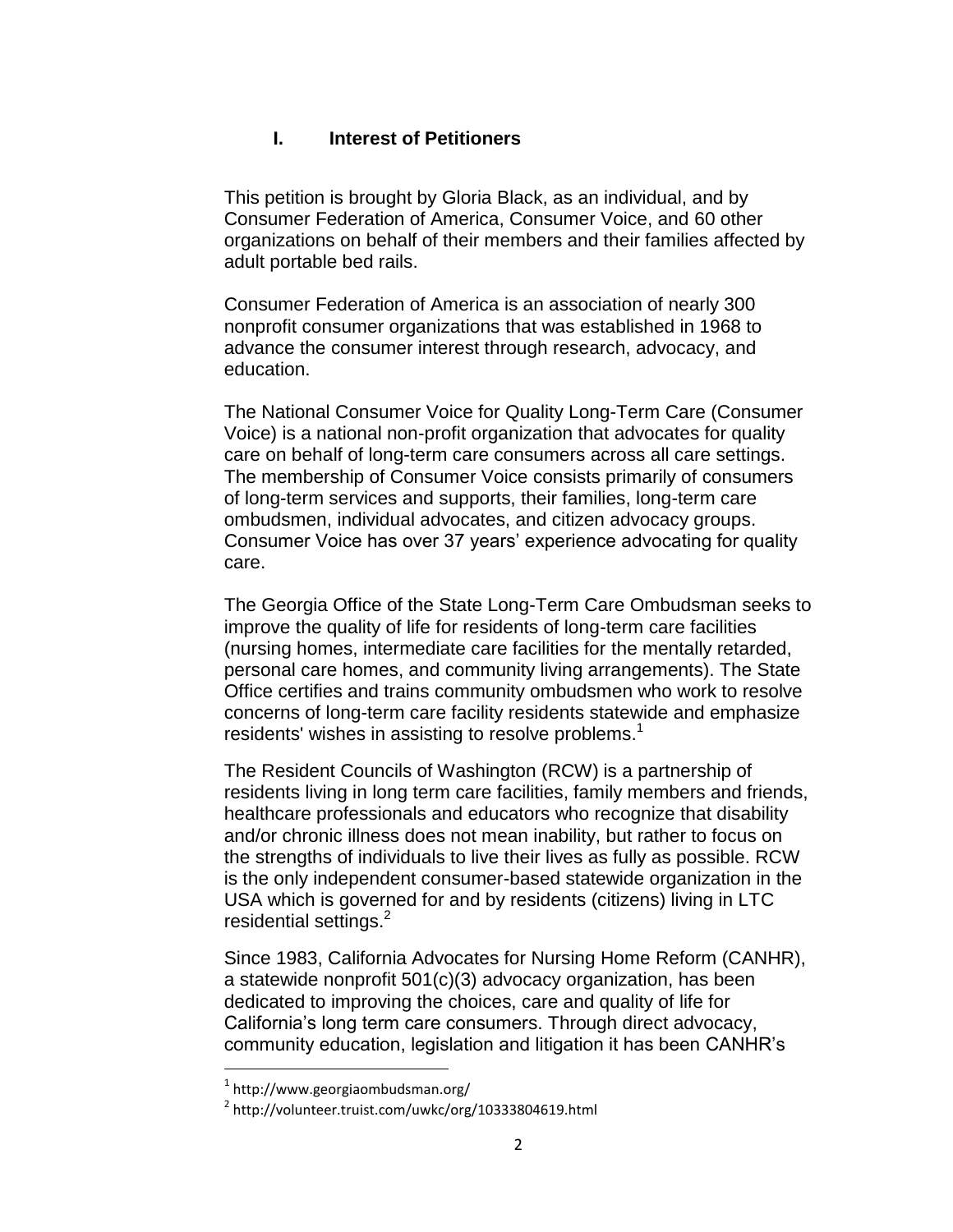## I. Interest of Petitioners

This petition is brought by Gloria Black, as an individual, and by Consumer Federation of America, Consumer Voice, and 60 other organizations on behalf of their members and their families affected by adult portable bed rails.

Consumer Federation of America is an association of nearly 300 nonprofit consumer organizations that was established in 1968 to advance the consumer interest through research, advocacy, and education.

The National Consumer Voice for Quality Long-Term Care (Consumer Voice) is a national non-profit organization that advocates for quality care on behalf of long-term care consumers across all care settings. The membership of Consumer Voice consists primarily of consumers of long-term services and supports, their families, long-term care ombudsmen, individual advocates, and citizen advocacy groups. Consumer Voice has over 37 years' experience advocating for quality care.

The Georgia Office of the State Long-Term Care Ombudsman seeks to improve the quality of life for residents of long-term care facilities (nursing homes, intermediate care facilities for the mentally retarded, personal care homes, and community living arrangements). The State Office certifies and trains community ombudsmen who work to resolve concerns of long-term care facility residents statewide and emphasize residents' wishes in assisting to resolve problems.[1]

The Resident Councils of Washington (RCW) is a partnership of residents living in long term care facilities, family members and friends, healthcare professionals and educators who recognize that disability and/or chronic illness does not mean inability, but rather to focus on the strengths of individuals to live their lives as fully as possible. RCW is the only independent consumer-based statewide organization in the USA which is governed for and by residents (citizens) living in LTC residential settings.[2]

Since 1983, California Advocates for Nursing Home Reform (CANHR), a statewide nonprofit 501(c)(3) advocacy organization, has been dedicated to improving the choices, care and quality of life for California's long term care consumers. Through direct advocacy, community education, legislation and litigation it has been CANHR's

---

[1] http://www.georgiaombudsman.org/

[2] http://volunteer.truist.com/uwkc/org/10333804619.html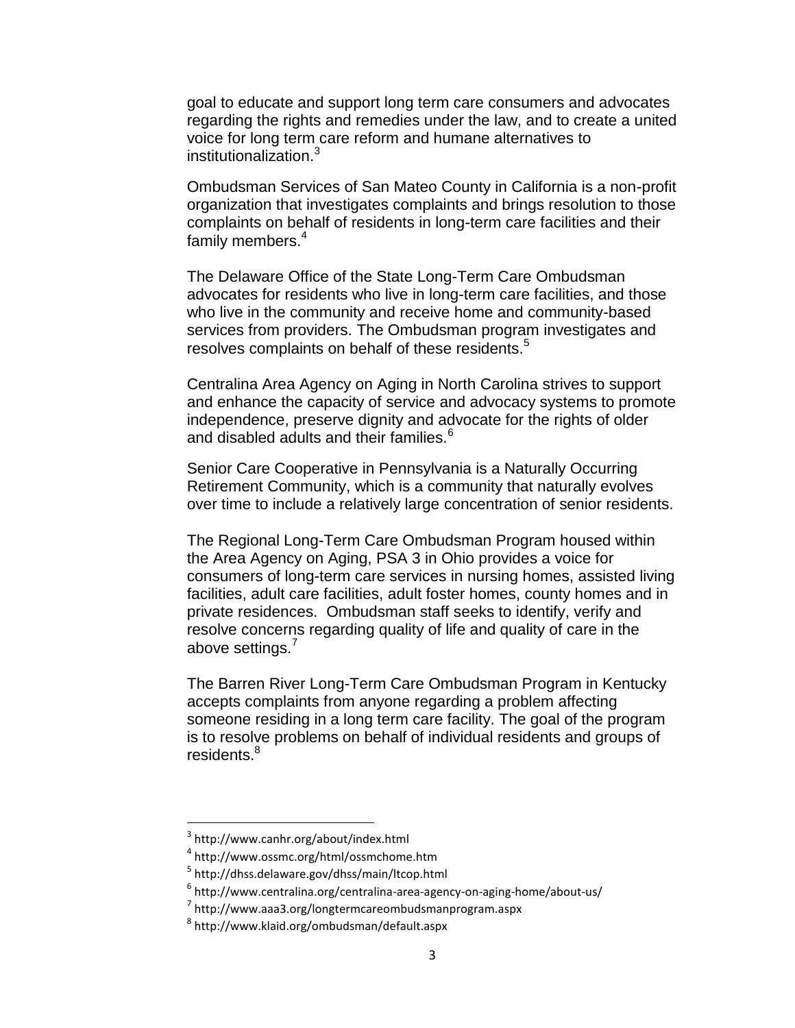goal to educate and support long term care consumers and advocates regarding the rights and remedies under the law, and to create a united voice for long term care reform and humane alternatives to institutionalization.[3]

Ombudsman Services of San Mateo County in California is a non-profit organization that investigates complaints and brings resolution to those complaints on behalf of residents in long-term care facilities and their family members.[4]

The Delaware Office of the State Long-Term Care Ombudsman advocates for residents who live in long-term care facilities, and those who live in the community and receive home and community-based services from providers. The Ombudsman program investigates and resolves complaints on behalf of these residents.[5]

Centralina Area Agency on Aging in North Carolina strives to support and enhance the capacity of service and advocacy systems to promote independence, preserve dignity and advocate for the rights of older and disabled adults and their families.[6]

Senior Care Cooperative in Pennsylvania is a Naturally Occurring Retirement Community, which is a community that naturally evolves over time to include a relatively large concentration of senior residents.

The Regional Long-Term Care Ombudsman Program housed within the Area Agency on Aging, PSA 3 in Ohio provides a voice for consumers of long-term care services in nursing homes, assisted living facilities, adult care facilities, adult foster homes, county homes and in private residences. Ombudsman staff seeks to identify, verify and resolve concerns regarding quality of life and quality of care in the above settings.[7]

The Barren River Long-Term Care Ombudsman Program in Kentucky accepts complaints from anyone regarding a problem affecting someone residing in a long term care facility. The goal of the program is to resolve problems on behalf of individual residents and groups of residents.[8]

---

[3] http://www.canhr.org/about/index.html

[4] http://www.ossmc.org/html/ossmchome.htm

[5] http://dhss.delaware.gov/dhss/main/ltcop.html

[6] http://www.centralina.org/centralina-area-agency-on-aging-home/about-us/

[7] http://www.aaa3.org/longtermcareombudsmanprogram.aspx

[8] http://www.klaid.org/ombudsman/default.aspx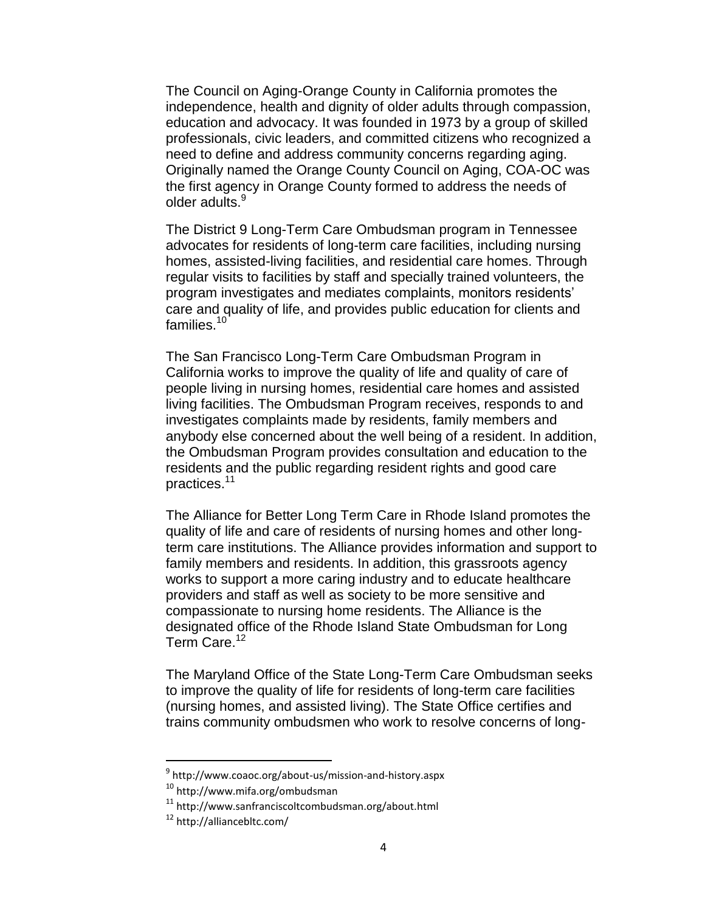The Council on Aging-Orange County in California promotes the independence, health and dignity of older adults through compassion, education and advocacy. It was founded in 1973 by a group of skilled professionals, civic leaders, and committed citizens who recognized a need to define and address community concerns regarding aging. Originally named the Orange County Council on Aging, COA-OC was the first agency in Orange County formed to address the needs of older adults.[9]

The District 9 Long-Term Care Ombudsman program in Tennessee advocates for residents of long-term care facilities, including nursing homes, assisted-living facilities, and residential care homes. Through regular visits to facilities by staff and specially trained volunteers, the program investigates and mediates complaints, monitors residents' care and quality of life, and provides public education for clients and families.[10]

The San Francisco Long-Term Care Ombudsman Program in California works to improve the quality of life and quality of care of people living in nursing homes, residential care homes and assisted living facilities. The Ombudsman Program receives, responds to and investigates complaints made by residents, family members and anybody else concerned about the well being of a resident. In addition, the Ombudsman Program provides consultation and education to the residents and the public regarding resident rights and good care practices.[11]

The Alliance for Better Long Term Care in Rhode Island promotes the quality of life and care of residents of nursing homes and other long-term care institutions. The Alliance provides information and support to family members and residents. In addition, this grassroots agency works to support a more caring industry and to educate healthcare providers and staff as well as society to be more sensitive and compassionate to nursing home residents. The Alliance is the designated office of the Rhode Island State Ombudsman for Long Term Care.[12]

The Maryland Office of the State Long-Term Care Ombudsman seeks to improve the quality of life for residents of long-term care facilities (nursing homes, and assisted living). The State Office certifies and trains community ombudsmen who work to resolve concerns of long-

---

[9] http://www.coaoc.org/about-us/mission-and-history.aspx

[10] http://www.mifa.org/ombudsman

[11] http://www.sanfranciscoltcombudsman.org/about.html

[12] http://alliancebltc.com/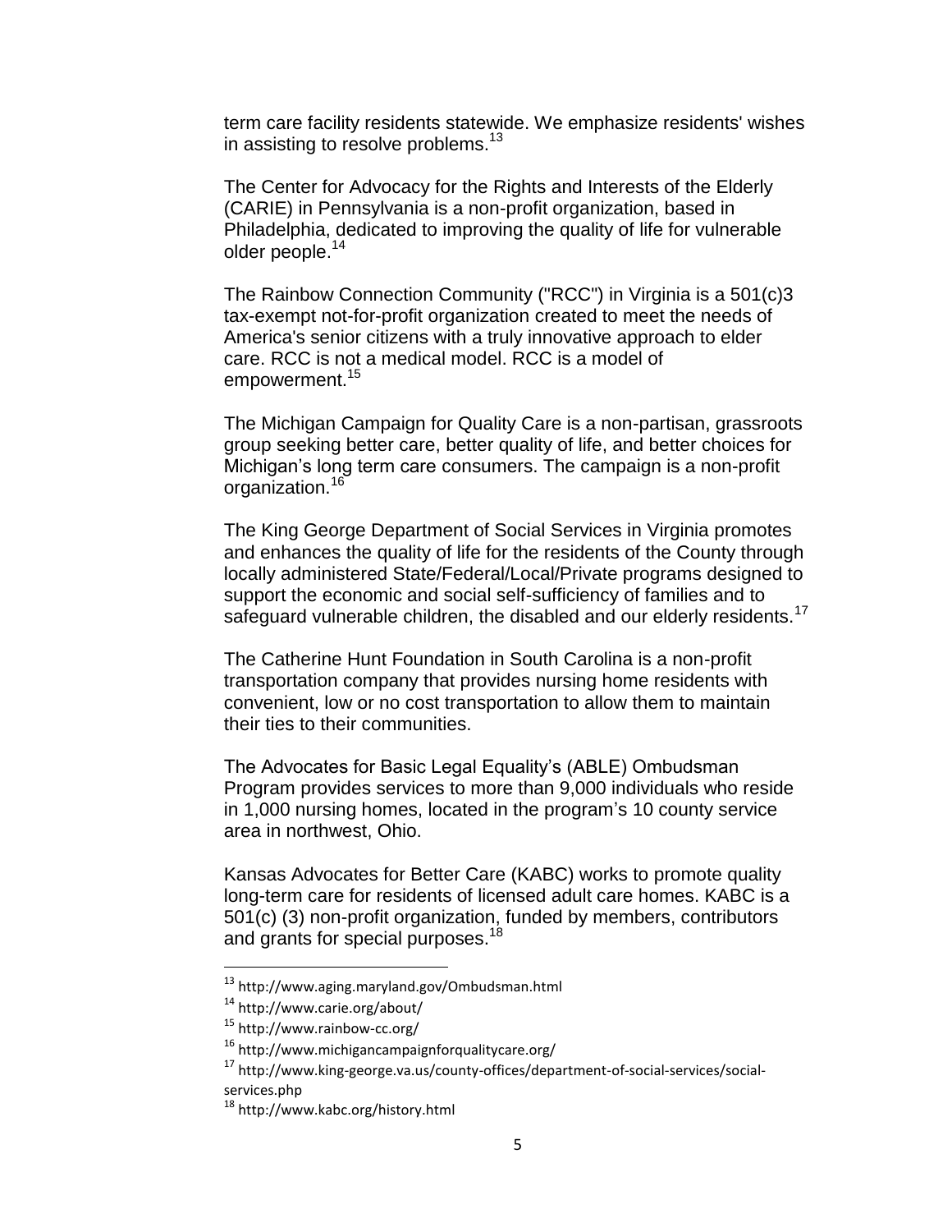term care facility residents statewide. We emphasize residents' wishes in assisting to resolve problems.[13]

The Center for Advocacy for the Rights and Interests of the Elderly (CARIE) in Pennsylvania is a non-profit organization, based in Philadelphia, dedicated to improving the quality of life for vulnerable older people.[14]

The Rainbow Connection Community ("RCC") in Virginia is a 501(c)3 tax-exempt not-for-profit organization created to meet the needs of America's senior citizens with a truly innovative approach to elder care. RCC is not a medical model. RCC is a model of empowerment.[15]

The Michigan Campaign for Quality Care is a non-partisan, grassroots group seeking better care, better quality of life, and better choices for Michigan's long term care consumers. The campaign is a non-profit organization.[16]

The King George Department of Social Services in Virginia promotes and enhances the quality of life for the residents of the County through locally administered State/Federal/Local/Private programs designed to support the economic and social self-sufficiency of families and to safeguard vulnerable children, the disabled and our elderly residents.[17]

The Catherine Hunt Foundation in South Carolina is a non-profit transportation company that provides nursing home residents with convenient, low or no cost transportation to allow them to maintain their ties to their communities.

The Advocates for Basic Legal Equality's (ABLE) Ombudsman Program provides services to more than 9,000 individuals who reside in 1,000 nursing homes, located in the program's 10 county service area in northwest, Ohio.

Kansas Advocates for Better Care (KABC) works to promote quality long-term care for residents of licensed adult care homes. KABC is a 501(c) (3) non-profit organization, funded by members, contributors and grants for special purposes.[18]

---

[13] http://www.aging.maryland.gov/Ombudsman.html

[14] http://www.carie.org/about/

[15] http://www.rainbow-cc.org/

[16] http://www.michigancampaignforqualitycare.org/

[17] http://www.king-george.va.us/county-offices/department-of-social-services/social-services.php

[18] http://www.kabc.org/history.html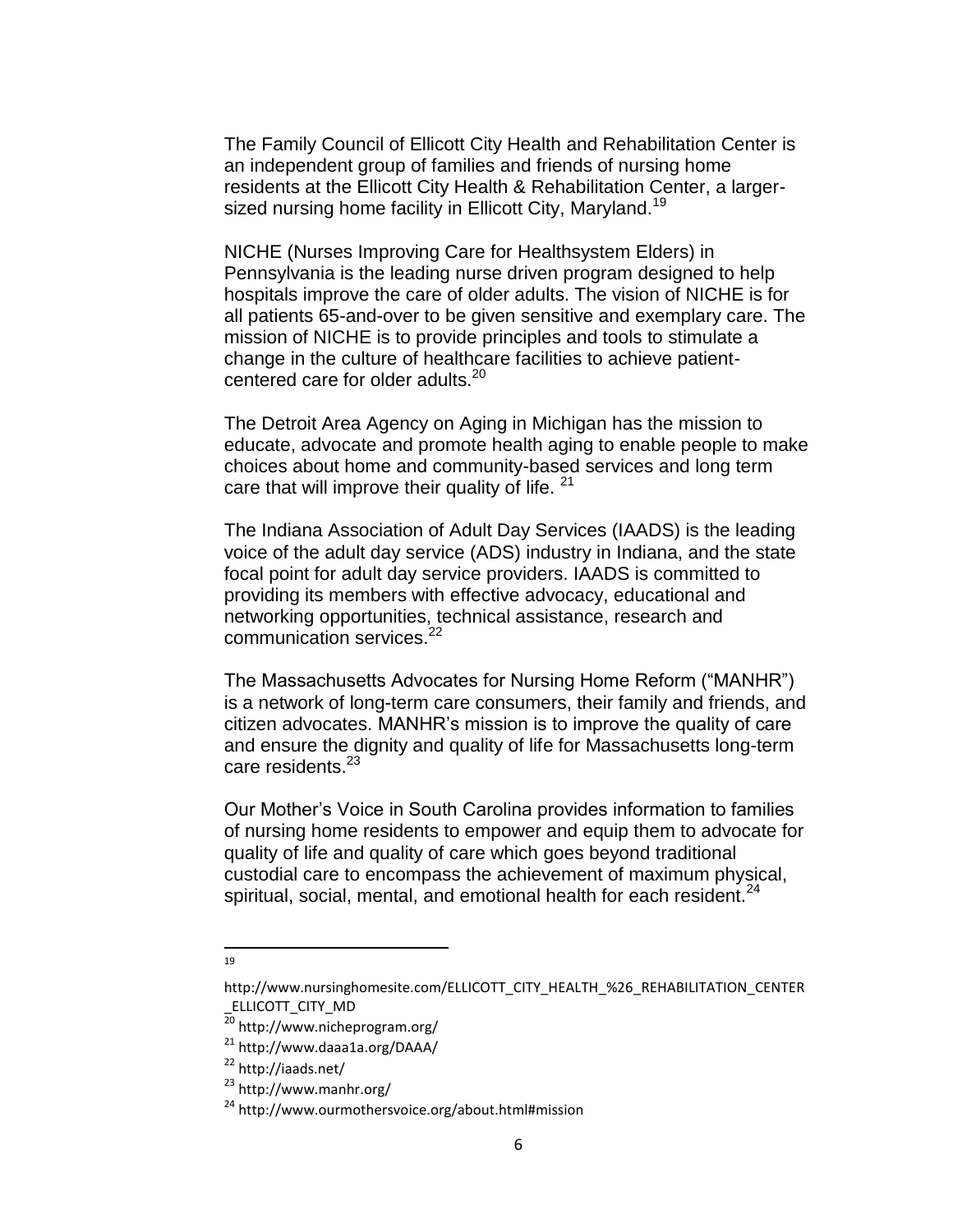The Family Council of Ellicott City Health and Rehabilitation Center is an independent group of families and friends of nursing home residents at the Ellicott City Health & Rehabilitation Center, a larger-sized nursing home facility in Ellicott City, Maryland.[19]

NICHE (Nurses Improving Care for Healthsystem Elders) in Pennsylvania is the leading nurse driven program designed to help hospitals improve the care of older adults. The vision of NICHE is for all patients 65-and-over to be given sensitive and exemplary care. The mission of NICHE is to provide principles and tools to stimulate a change in the culture of healthcare facilities to achieve patient-centered care for older adults.[20]

The Detroit Area Agency on Aging in Michigan has the mission to educate, advocate and promote health aging to enable people to make choices about home and community-based services and long term care that will improve their quality of life. [21]

The Indiana Association of Adult Day Services (IAADS) is the leading voice of the adult day service (ADS) industry in Indiana, and the state focal point for adult day service providers. IAADS is committed to providing its members with effective advocacy, educational and networking opportunities, technical assistance, research and communication services.[22]

The Massachusetts Advocates for Nursing Home Reform ("MANHR") is a network of long-term care consumers, their family and friends, and citizen advocates. MANHR's mission is to improve the quality of care and ensure the dignity and quality of life for Massachusetts long-term care residents.[23]

Our Mother's Voice in South Carolina provides information to families of nursing home residents to empower and equip them to advocate for quality of life and quality of care which goes beyond traditional custodial care to encompass the achievement of maximum physical, spiritual, social, mental, and emotional health for each resident.[24]

---

[19] http://www.nursinghomesite.com/ELLICOTT_CITY_HEALTH_%26_REHABILITATION_CENTER_ELLICOTT_CITY_MD

[20] http://www.nicheprogram.org/

[21] http://www.daaa1a.org/DAAA/

[22] http://iaads.net/

[23] http://www.manhr.org/

[24] http://www.ourmothersvoice.org/about.html#mission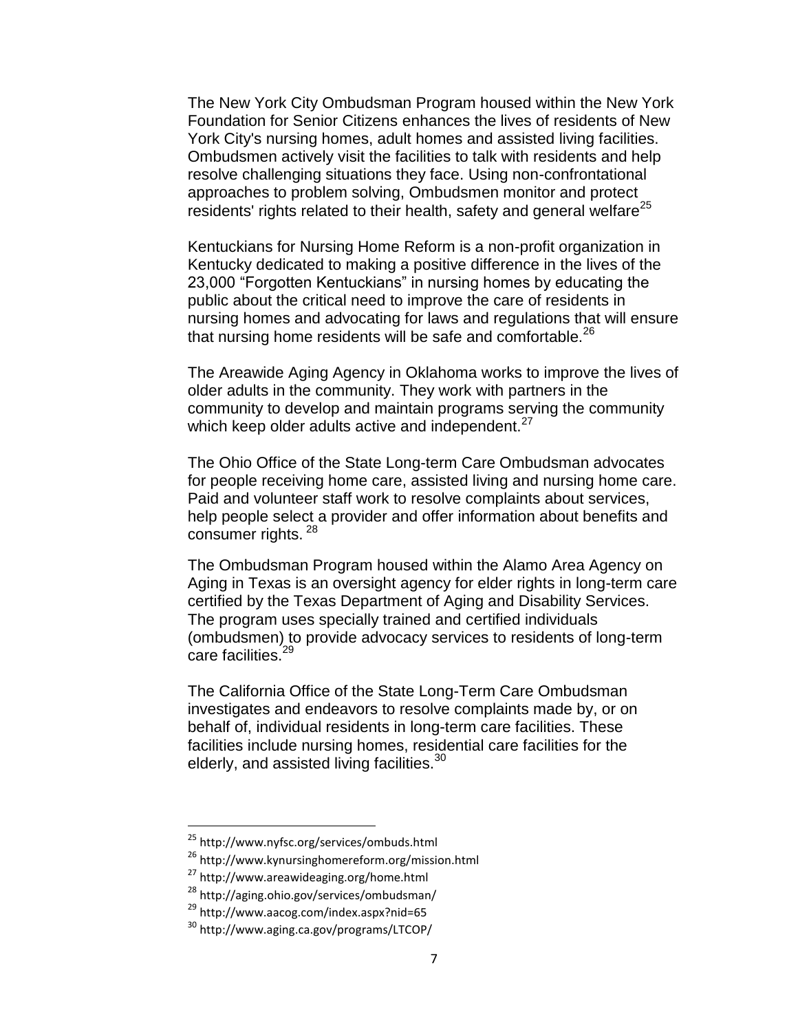The New York City Ombudsman Program housed within the New York Foundation for Senior Citizens enhances the lives of residents of New York City's nursing homes, adult homes and assisted living facilities. Ombudsmen actively visit the facilities to talk with residents and help resolve challenging situations they face. Using non-confrontational approaches to problem solving, Ombudsmen monitor and protect residents' rights related to their health, safety and general welfare[25]

Kentuckians for Nursing Home Reform is a non-profit organization in Kentucky dedicated to making a positive difference in the lives of the 23,000 "Forgotten Kentuckians" in nursing homes by educating the public about the critical need to improve the care of residents in nursing homes and advocating for laws and regulations that will ensure that nursing home residents will be safe and comfortable.[26]

The Areawide Aging Agency in Oklahoma works to improve the lives of older adults in the community. They work with partners in the community to develop and maintain programs serving the community which keep older adults active and independent.[27]

The Ohio Office of the State Long-term Care Ombudsman advocates for people receiving home care, assisted living and nursing home care. Paid and volunteer staff work to resolve complaints about services, help people select a provider and offer information about benefits and consumer rights. [28]

The Ombudsman Program housed within the Alamo Area Agency on Aging in Texas is an oversight agency for elder rights in long-term care certified by the Texas Department of Aging and Disability Services. The program uses specially trained and certified individuals (ombudsmen) to provide advocacy services to residents of long-term care facilities.[29]

The California Office of the State Long-Term Care Ombudsman investigates and endeavors to resolve complaints made by, or on behalf of, individual residents in long-term care facilities. These facilities include nursing homes, residential care facilities for the elderly, and assisted living facilities.[30]

---

[25] http://www.nyfsc.org/services/ombuds.html

[26] http://www.kynursinghomereform.org/mission.html

[27] http://www.areawideaging.org/home.html

[28] http://aging.ohio.gov/services/ombudsman/

[29] http://www.aacog.com/index.aspx?nid=65

[30] http://www.aging.ca.gov/programs/LTCOP/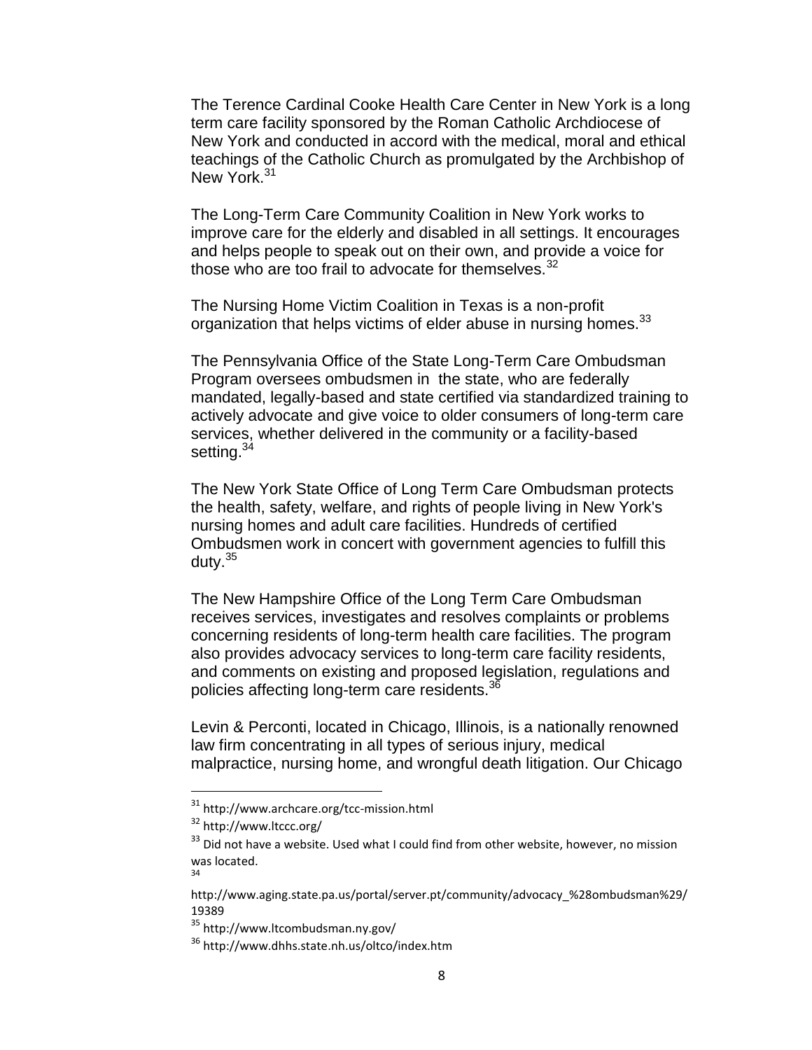The Terence Cardinal Cooke Health Care Center in New York is a long term care facility sponsored by the Roman Catholic Archdiocese of New York and conducted in accord with the medical, moral and ethical teachings of the Catholic Church as promulgated by the Archbishop of New York.[31]

The Long-Term Care Community Coalition in New York works to improve care for the elderly and disabled in all settings. It encourages and helps people to speak out on their own, and provide a voice for those who are too frail to advocate for themselves.[32]

The Nursing Home Victim Coalition in Texas is a non-profit organization that helps victims of elder abuse in nursing homes.[33]

The Pennsylvania Office of the State Long-Term Care Ombudsman Program oversees ombudsmen in the state, who are federally mandated, legally-based and state certified via standardized training to actively advocate and give voice to older consumers of long-term care services, whether delivered in the community or a facility-based setting.[34]

The New York State Office of Long Term Care Ombudsman protects the health, safety, welfare, and rights of people living in New York's nursing homes and adult care facilities. Hundreds of certified Ombudsmen work in concert with government agencies to fulfill this duty.[35]

The New Hampshire Office of the Long Term Care Ombudsman receives services, investigates and resolves complaints or problems concerning residents of long-term health care facilities. The program also provides advocacy services to long-term care facility residents, and comments on existing and proposed legislation, regulations and policies affecting long-term care residents.[36]

Levin & Perconti, located in Chicago, Illinois, is a nationally renowned law firm concentrating in all types of serious injury, medical malpractice, nursing home, and wrongful death litigation. Our Chicago

---

[31] http://www.archcare.org/tcc-mission.html

[32] http://www.ltccc.org/

[33] Did not have a website. Used what I could find from other website, however, no mission was located.

[34] http://www.aging.state.pa.us/portal/server.pt/community/advocacy_%28ombudsman%29/19389

[35] http://www.ltcombudsman.ny.gov/

[36] http://www.dhhs.state.nh.us/oltco/index.htm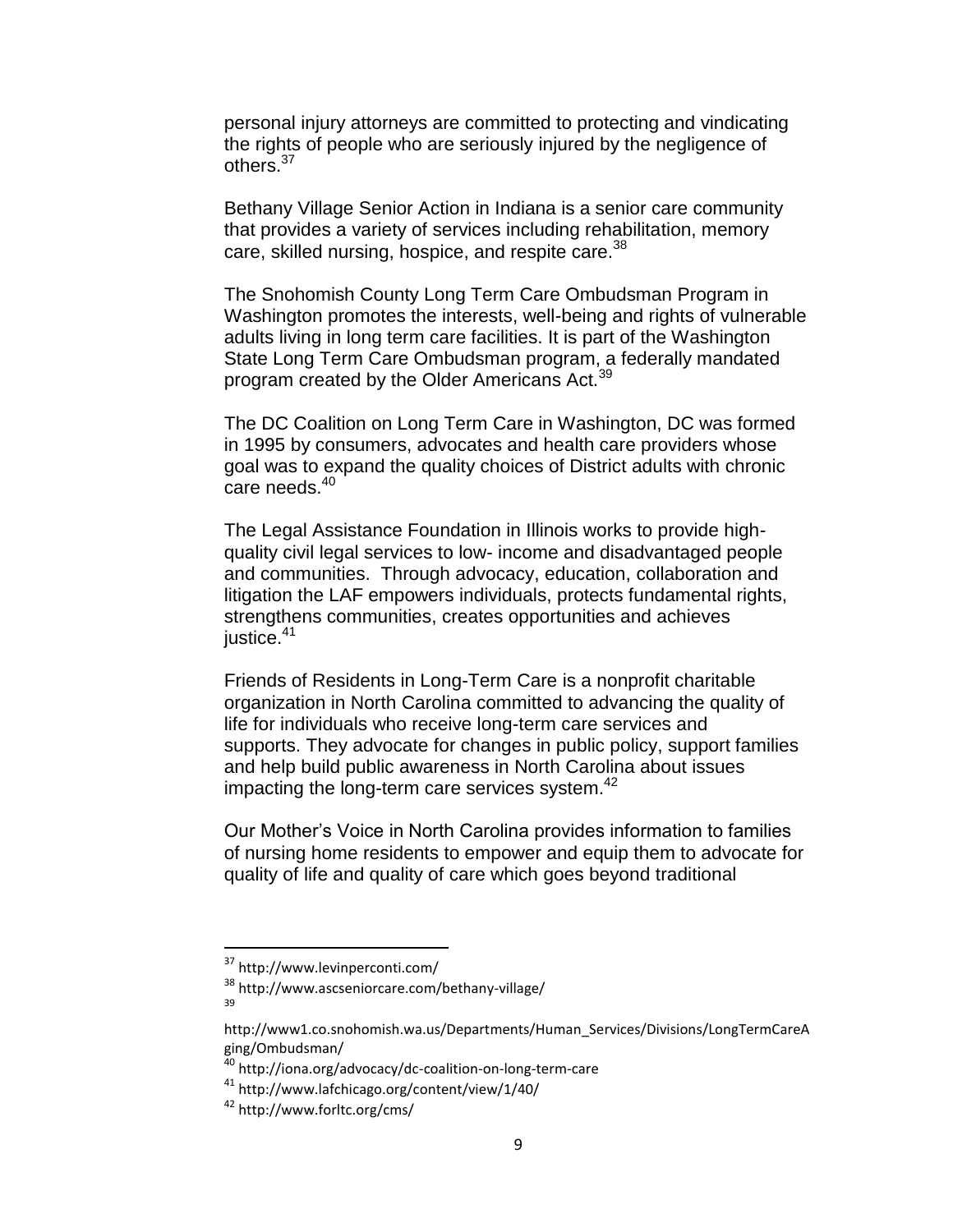personal injury attorneys are committed to protecting and vindicating the rights of people who are seriously injured by the negligence of others.[37]

Bethany Village Senior Action in Indiana is a senior care community that provides a variety of services including rehabilitation, memory care, skilled nursing, hospice, and respite care.[38]

The Snohomish County Long Term Care Ombudsman Program in Washington promotes the interests, well-being and rights of vulnerable adults living in long term care facilities. It is part of the Washington State Long Term Care Ombudsman program, a federally mandated program created by the Older Americans Act.[39]

The DC Coalition on Long Term Care in Washington, DC was formed in 1995 by consumers, advocates and health care providers whose goal was to expand the quality choices of District adults with chronic care needs.[40]

The Legal Assistance Foundation in Illinois works to provide high-quality civil legal services to low- income and disadvantaged people and communities. Through advocacy, education, collaboration and litigation the LAF empowers individuals, protects fundamental rights, strengthens communities, creates opportunities and achieves justice.[41]

Friends of Residents in Long-Term Care is a nonprofit charitable organization in North Carolina committed to advancing the quality of life for individuals who receive long-term care services and supports. They advocate for changes in public policy, support families and help build public awareness in North Carolina about issues impacting the long-term care services system.[42]

Our Mother's Voice in North Carolina provides information to families of nursing home residents to empower and equip them to advocate for quality of life and quality of care which goes beyond traditional

---

[37] http://www.levinperconti.com/

[38] http://www.ascseniorcare.com/bethany-village/

[39] http://www1.co.snohomish.wa.us/Departments/Human_Services/Divisions/LongTermCareAging/Ombudsman/

[40] http://iona.org/advocacy/dc-coalition-on-long-term-care

[41] http://www.lafchicago.org/content/view/1/40/

[42] http://www.forltc.org/cms/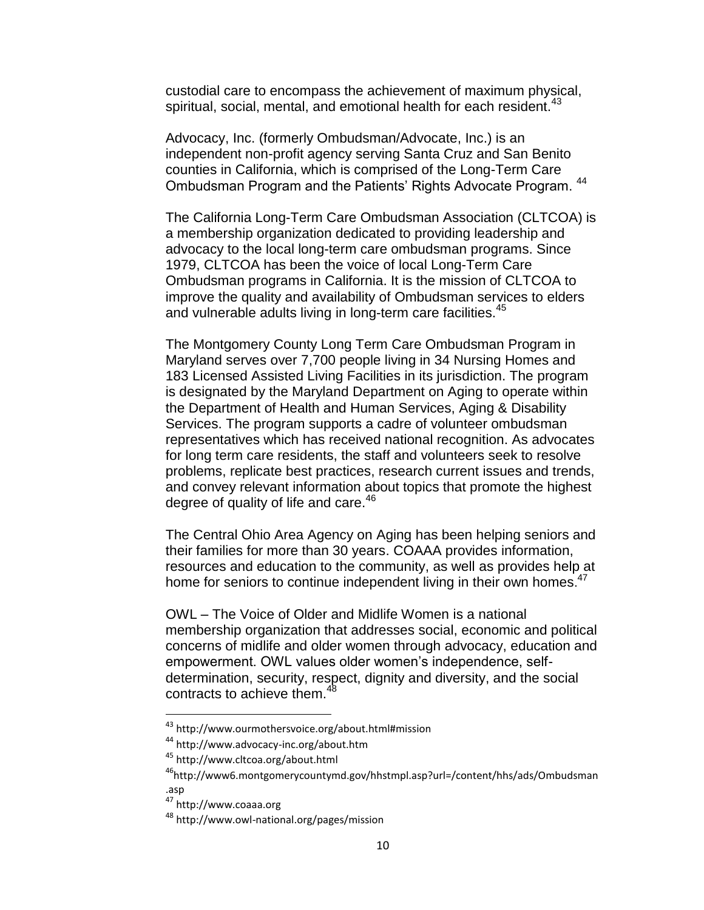custodial care to encompass the achievement of maximum physical, spiritual, social, mental, and emotional health for each resident.[43]

Advocacy, Inc. (formerly Ombudsman/Advocate, Inc.) is an independent non-profit agency serving Santa Cruz and San Benito counties in California, which is comprised of the Long-Term Care Ombudsman Program and the Patients' Rights Advocate Program.[44]

The California Long-Term Care Ombudsman Association (CLTCOA) is a membership organization dedicated to providing leadership and advocacy to the local long-term care ombudsman programs. Since 1979, CLTCOA has been the voice of local Long-Term Care Ombudsman programs in California. It is the mission of CLTCOA to improve the quality and availability of Ombudsman services to elders and vulnerable adults living in long-term care facilities.[45]

The Montgomery County Long Term Care Ombudsman Program in Maryland serves over 7,700 people living in 34 Nursing Homes and 183 Licensed Assisted Living Facilities in its jurisdiction. The program is designated by the Maryland Department on Aging to operate within the Department of Health and Human Services, Aging & Disability Services. The program supports a cadre of volunteer ombudsman representatives which has received national recognition. As advocates for long term care residents, the staff and volunteers seek to resolve problems, replicate best practices, research current issues and trends, and convey relevant information about topics that promote the highest degree of quality of life and care.[46]

The Central Ohio Area Agency on Aging has been helping seniors and their families for more than 30 years. COAAA provides information, resources and education to the community, as well as provides help at home for seniors to continue independent living in their own homes.[47]

OWL – The Voice of Older and Midlife Women is a national membership organization that addresses social, economic and political concerns of midlife and older women through advocacy, education and empowerment. OWL values older women's independence, self-determination, security, respect, dignity and diversity, and the social contracts to achieve them.[48]

---

[43] http://www.ourmothersvoice.org/about.html#mission

[44] http://www.advocacy-inc.org/about.htm

[45] http://www.cltcoa.org/about.html

[46] http://www6.montgomerycountymd.gov/hhstmpl.asp?url=/content/hhs/ads/Ombudsman.asp

[47] http://www.coaaa.org

[48] http://www.owl-national.org/pages/mission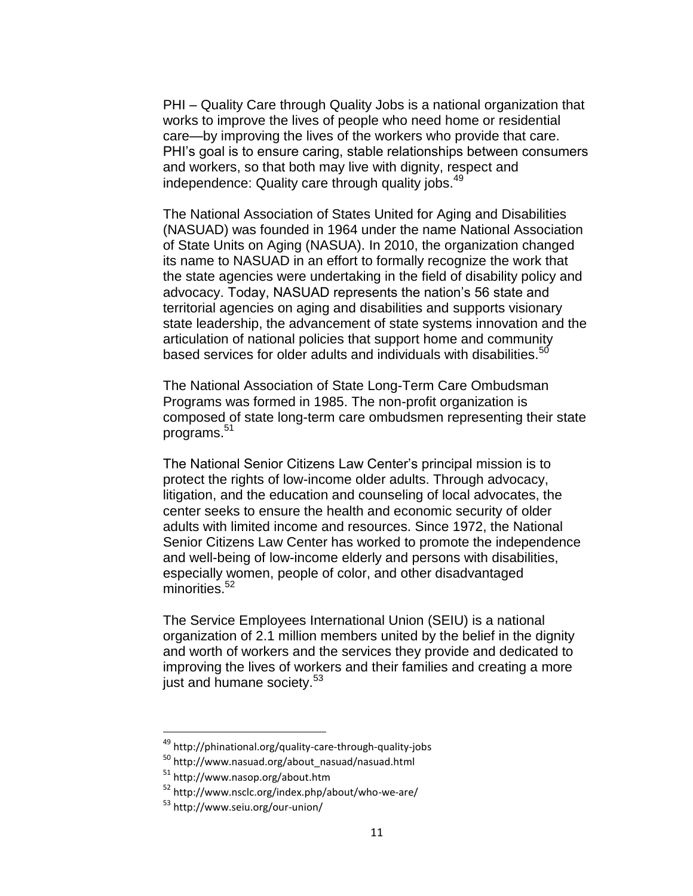PHI – Quality Care through Quality Jobs is a national organization that works to improve the lives of people who need home or residential care—by improving the lives of the workers who provide that care. PHI's goal is to ensure caring, stable relationships between consumers and workers, so that both may live with dignity, respect and independence: Quality care through quality jobs.[49]

The National Association of States United for Aging and Disabilities (NASUAD) was founded in 1964 under the name National Association of State Units on Aging (NASUA). In 2010, the organization changed its name to NASUAD in an effort to formally recognize the work that the state agencies were undertaking in the field of disability policy and advocacy. Today, NASUAD represents the nation's 56 state and territorial agencies on aging and disabilities and supports visionary state leadership, the advancement of state systems innovation and the articulation of national policies that support home and community based services for older adults and individuals with disabilities.[50]

The National Association of State Long-Term Care Ombudsman Programs was formed in 1985. The non-profit organization is composed of state long-term care ombudsmen representing their state programs.[51]

The National Senior Citizens Law Center's principal mission is to protect the rights of low-income older adults. Through advocacy, litigation, and the education and counseling of local advocates, the center seeks to ensure the health and economic security of older adults with limited income and resources. Since 1972, the National Senior Citizens Law Center has worked to promote the independence and well-being of low-income elderly and persons with disabilities, especially women, people of color, and other disadvantaged minorities.[52]

The Service Employees International Union (SEIU) is a national organization of 2.1 million members united by the belief in the dignity and worth of workers and the services they provide and dedicated to improving the lives of workers and their families and creating a more just and humane society.[53]

---

[49] http://phinational.org/quality-care-through-quality-jobs

[50] http://www.nasuad.org/about_nasuad/nasuad.html

[51] http://www.nasop.org/about.htm

[52] http://www.nsclc.org/index.php/about/who-we-are/

[53] http://www.seiu.org/our-union/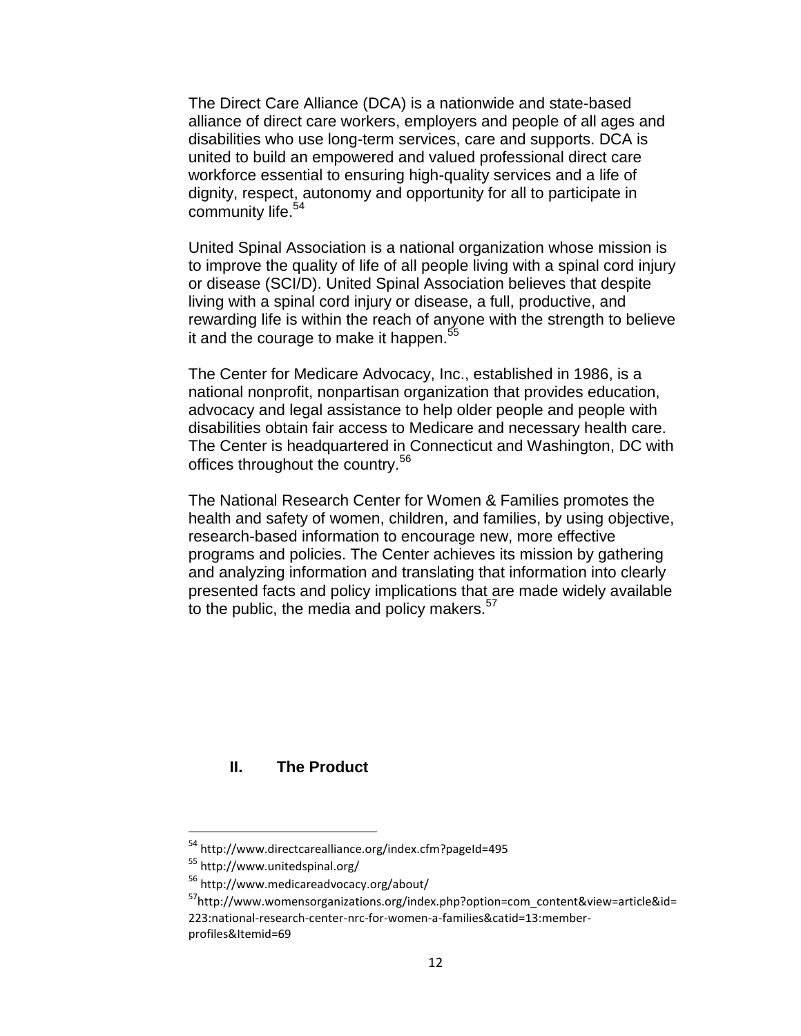The Direct Care Alliance (DCA) is a nationwide and state-based alliance of direct care workers, employers and people of all ages and disabilities who use long-term services, care and supports. DCA is united to build an empowered and valued professional direct care workforce essential to ensuring high-quality services and a life of dignity, respect, autonomy and opportunity for all to participate in community life.[54]

United Spinal Association is a national organization whose mission is to improve the quality of life of all people living with a spinal cord injury or disease (SCI/D). United Spinal Association believes that despite living with a spinal cord injury or disease, a full, productive, and rewarding life is within the reach of anyone with the strength to believe it and the courage to make it happen.[55]

The Center for Medicare Advocacy, Inc., established in 1986, is a national nonprofit, nonpartisan organization that provides education, advocacy and legal assistance to help older people and people with disabilities obtain fair access to Medicare and necessary health care. The Center is headquartered in Connecticut and Washington, DC with offices throughout the country.[56]

The National Research Center for Women & Families promotes the health and safety of women, children, and families, by using objective, research-based information to encourage new, more effective programs and policies. The Center achieves its mission by gathering and analyzing information and translating that information into clearly presented facts and policy implications that are made widely available to the public, the media and policy makers.[57]

## II. The Product

[54] http://www.directcarealliance.org/index.cfm?pageId=495

[55] http://www.unitedspinal.org/

[56] http://www.medicareadvocacy.org/about/

[57] http://www.womensorganizations.org/index.php?option=com_content&view=article&id=223:national-research-center-nrc-for-women-a-families&catid=13:member-profiles&Itemid=69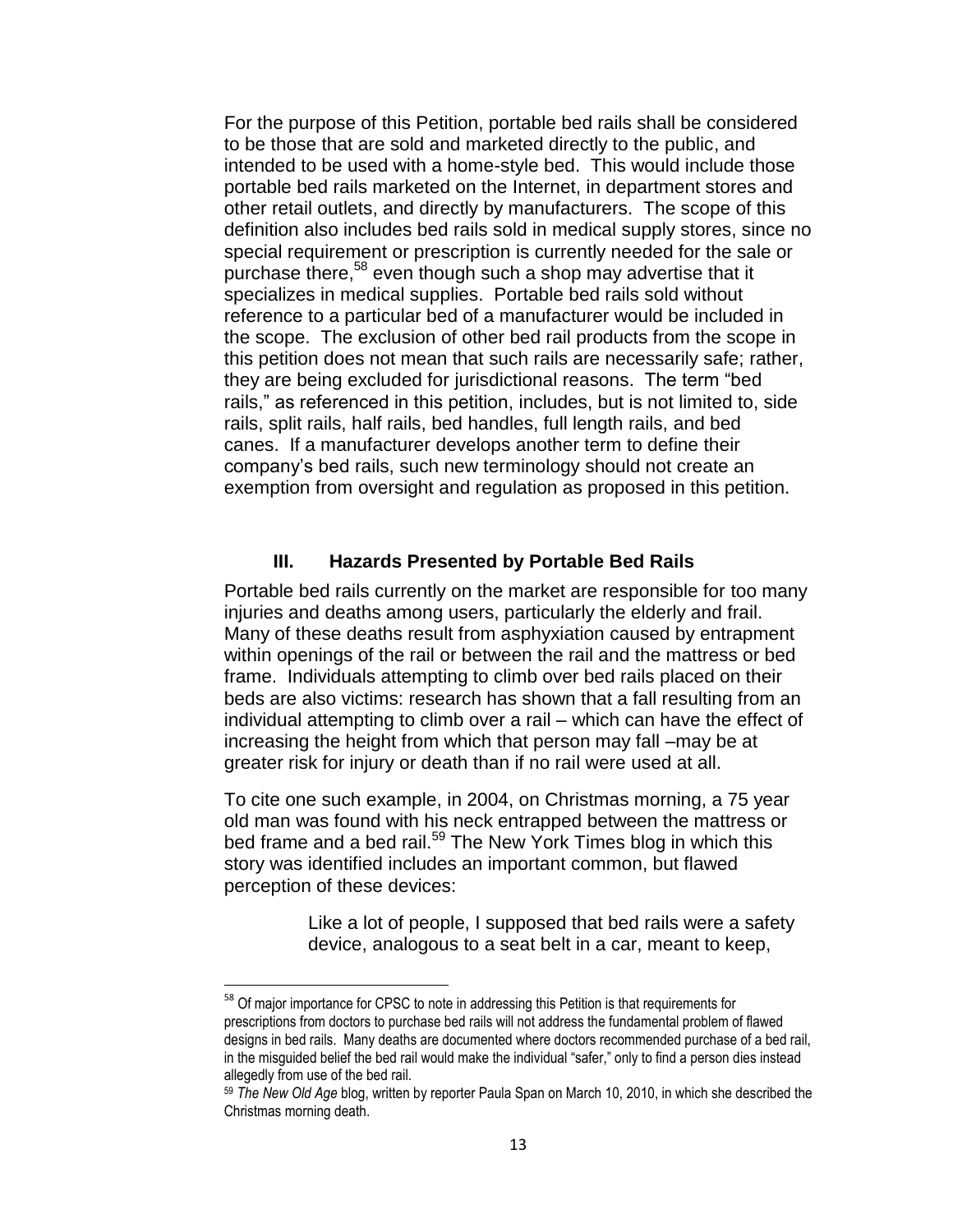For the purpose of this Petition, portable bed rails shall be considered to be those that are sold and marketed directly to the public, and intended to be used with a home-style bed. This would include those portable bed rails marketed on the Internet, in department stores and other retail outlets, and directly by manufacturers. The scope of this definition also includes bed rails sold in medical supply stores, since no special requirement or prescription is currently needed for the sale or purchase there,[58] even though such a shop may advertise that it specializes in medical supplies. Portable bed rails sold without reference to a particular bed of a manufacturer would be included in the scope. The exclusion of other bed rail products from the scope in this petition does not mean that such rails are necessarily safe; rather, they are being excluded for jurisdictional reasons. The term "bed rails," as referenced in this petition, includes, but is not limited to, side rails, split rails, half rails, bed handles, full length rails, and bed canes. If a manufacturer develops another term to define their company's bed rails, such new terminology should not create an exemption from oversight and regulation as proposed in this petition.

## III. Hazards Presented by Portable Bed Rails

Portable bed rails currently on the market are responsible for too many injuries and deaths among users, particularly the elderly and frail. Many of these deaths result from asphyxiation caused by entrapment within openings of the rail or between the rail and the mattress or bed frame. Individuals attempting to climb over bed rails placed on their beds are also victims: research has shown that a fall resulting from an individual attempting to climb over a rail – which can have the effect of increasing the height from which that person may fall –may be at greater risk for injury or death than if no rail were used at all.

To cite one such example, in 2004, on Christmas morning, a 75 year old man was found with his neck entrapped between the mattress or bed frame and a bed rail.[59] The New York Times blog in which this story was identified includes an important common, but flawed perception of these devices:

> Like a lot of people, I supposed that bed rails were a safety device, analogous to a seat belt in a car, meant to keep,

---

[58] Of major importance for CPSC to note in addressing this Petition is that requirements for prescriptions from doctors to purchase bed rails will not address the fundamental problem of flawed designs in bed rails. Many deaths are documented where doctors recommended purchase of a bed rail, in the misguided belief the bed rail would make the individual "safer," only to find a person dies instead allegedly from use of the bed rail.

[59] *The New Old Age* blog, written by reporter Paula Span on March 10, 2010, in which she described the Christmas morning death.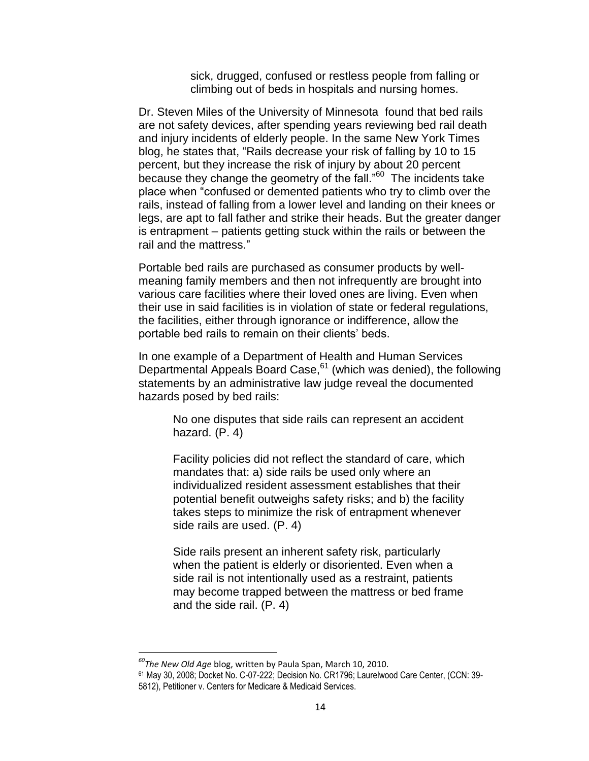> sick, drugged, confused or restless people from falling or climbing out of beds in hospitals and nursing homes.

Dr. Steven Miles of the University of Minnesota found that bed rails are not safety devices, after spending years reviewing bed rail death and injury incidents of elderly people. In the same New York Times blog, he states that, "Rails decrease your risk of falling by 10 to 15 percent, but they increase the risk of injury by about 20 percent because they change the geometry of the fall."[60] The incidents take place when "confused or demented patients who try to climb over the rails, instead of falling from a lower level and landing on their knees or legs, are apt to fall father and strike their heads. But the greater danger is entrapment – patients getting stuck within the rails or between the rail and the mattress."

Portable bed rails are purchased as consumer products by well-meaning family members and then not infrequently are brought into various care facilities where their loved ones are living. Even when their use in said facilities is in violation of state or federal regulations, the facilities, either through ignorance or indifference, allow the portable bed rails to remain on their clients' beds.

In one example of a Department of Health and Human Services Departmental Appeals Board Case,[61] (which was denied), the following statements by an administrative law judge reveal the documented hazards posed by bed rails:

> No one disputes that side rails can represent an accident hazard. (P. 4)
>
> Facility policies did not reflect the standard of care, which mandates that: a) side rails be used only where an individualized resident assessment establishes that their potential benefit outweighs safety risks; and b) the facility takes steps to minimize the risk of entrapment whenever side rails are used. (P. 4)
>
> Side rails present an inherent safety risk, particularly when the patient is elderly or disoriented. Even when a side rail is not intentionally used as a restraint, patients may become trapped between the mattress or bed frame and the side rail. (P. 4)

---

[60] *The New Old Age* blog, written by Paula Span, March 10, 2010.

[61] May 30, 2008; Docket No. C-07-222; Decision No. CR1796; Laurelwood Care Center, (CCN: 39-5812), Petitioner v. Centers for Medicare & Medicaid Services.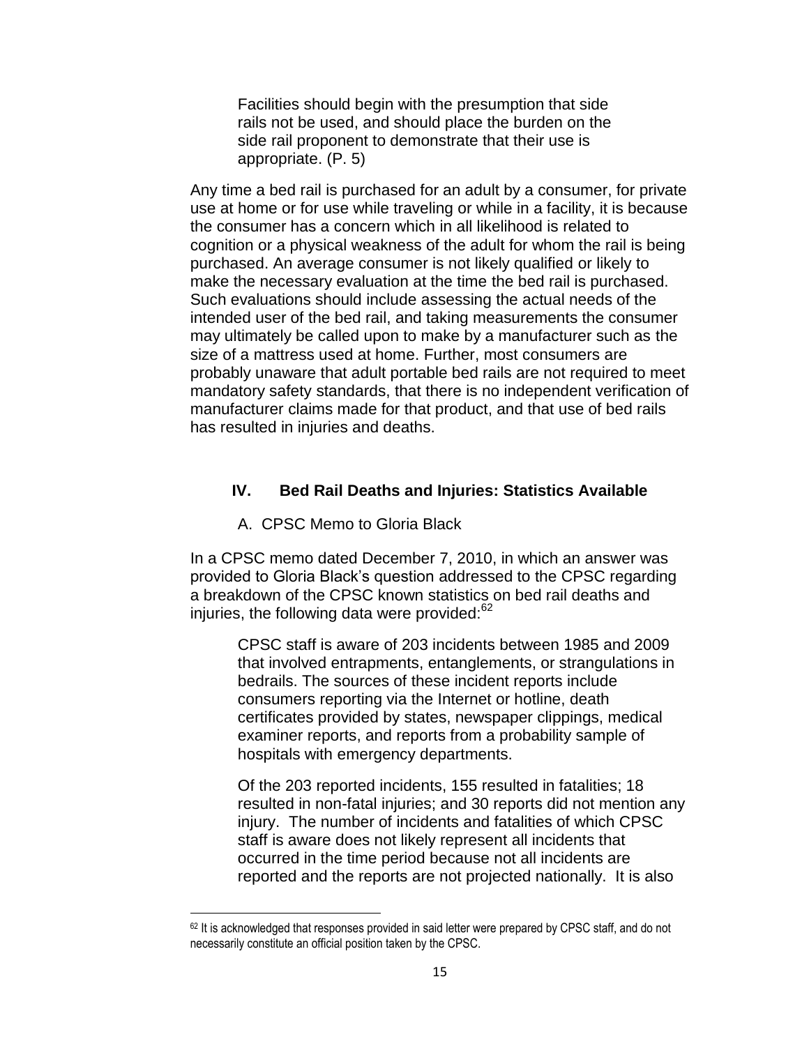> Facilities should begin with the presumption that side rails not be used, and should place the burden on the side rail proponent to demonstrate that their use is appropriate. (P. 5)

Any time a bed rail is purchased for an adult by a consumer, for private use at home or for use while traveling or while in a facility, it is because the consumer has a concern which in all likelihood is related to cognition or a physical weakness of the adult for whom the rail is being purchased. An average consumer is not likely qualified or likely to make the necessary evaluation at the time the bed rail is purchased. Such evaluations should include assessing the actual needs of the intended user of the bed rail, and taking measurements the consumer may ultimately be called upon to make by a manufacturer such as the size of a mattress used at home. Further, most consumers are probably unaware that adult portable bed rails are not required to meet mandatory safety standards, that there is no independent verification of manufacturer claims made for that product, and that use of bed rails has resulted in injuries and deaths.

## IV. Bed Rail Deaths and Injuries: Statistics Available

### A. CPSC Memo to Gloria Black

In a CPSC memo dated December 7, 2010, in which an answer was provided to Gloria Black's question addressed to the CPSC regarding a breakdown of the CPSC known statistics on bed rail deaths and injuries, the following data were provided:[62]

> CPSC staff is aware of 203 incidents between 1985 and 2009 that involved entrapments, entanglements, or strangulations in bedrails. The sources of these incident reports include consumers reporting via the Internet or hotline, death certificates provided by states, newspaper clippings, medical examiner reports, and reports from a probability sample of hospitals with emergency departments.
>
> Of the 203 reported incidents, 155 resulted in fatalities; 18 resulted in non-fatal injuries; and 30 reports did not mention any injury. The number of incidents and fatalities of which CPSC staff is aware does not likely represent all incidents that occurred in the time period because not all incidents are reported and the reports are not projected nationally. It is also

[62] It is acknowledged that responses provided in said letter were prepared by CPSC staff, and do not necessarily constitute an official position taken by the CPSC.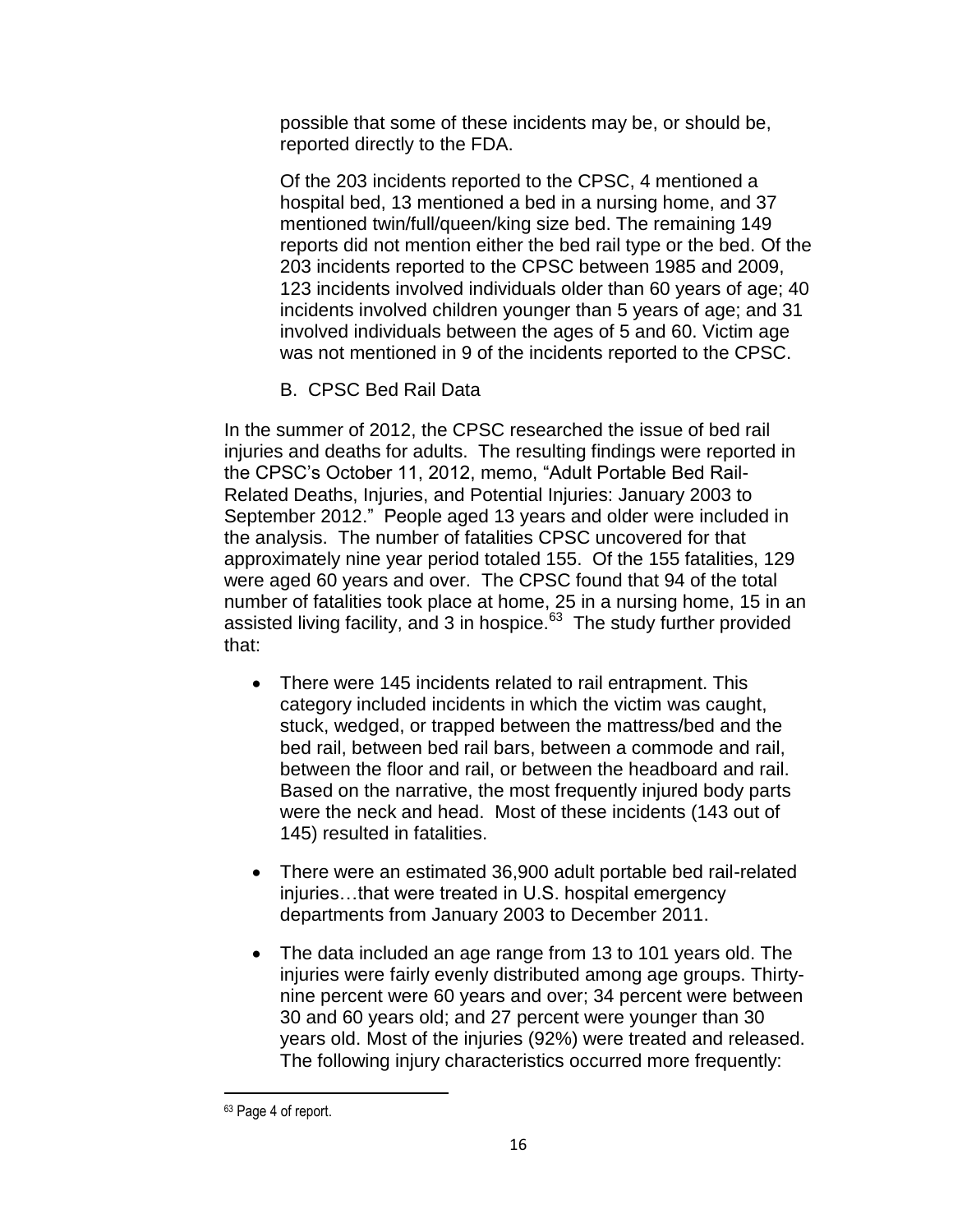possible that some of these incidents may be, or should be, reported directly to the FDA.

Of the 203 incidents reported to the CPSC, 4 mentioned a hospital bed, 13 mentioned a bed in a nursing home, and 37 mentioned twin/full/queen/king size bed. The remaining 149 reports did not mention either the bed rail type or the bed. Of the 203 incidents reported to the CPSC between 1985 and 2009, 123 incidents involved individuals older than 60 years of age; 40 incidents involved children younger than 5 years of age; and 31 involved individuals between the ages of 5 and 60. Victim age was not mentioned in 9 of the incidents reported to the CPSC.

B. CPSC Bed Rail Data

In the summer of 2012, the CPSC researched the issue of bed rail injuries and deaths for adults. The resulting findings were reported in the CPSC's October 11, 2012, memo, "Adult Portable Bed Rail-Related Deaths, Injuries, and Potential Injuries: January 2003 to September 2012." People aged 13 years and older were included in the analysis. The number of fatalities CPSC uncovered for that approximately nine year period totaled 155. Of the 155 fatalities, 129 were aged 60 years and over. The CPSC found that 94 of the total number of fatalities took place at home, 25 in a nursing home, 15 in an assisted living facility, and 3 in hospice.[63] The study further provided that:

- There were 145 incidents related to rail entrapment. This category included incidents in which the victim was caught, stuck, wedged, or trapped between the mattress/bed and the bed rail, between bed rail bars, between a commode and rail, between the floor and rail, or between the headboard and rail. Based on the narrative, the most frequently injured body parts were the neck and head. Most of these incidents (143 out of 145) resulted in fatalities.
- There were an estimated 36,900 adult portable bed rail-related injuries…that were treated in U.S. hospital emergency departments from January 2003 to December 2011.
- The data included an age range from 13 to 101 years old. The injuries were fairly evenly distributed among age groups. Thirty-nine percent were 60 years and over; 34 percent were between 30 and 60 years old; and 27 percent were younger than 30 years old. Most of the injuries (92%) were treated and released. The following injury characteristics occurred more frequently:

[63] Page 4 of report.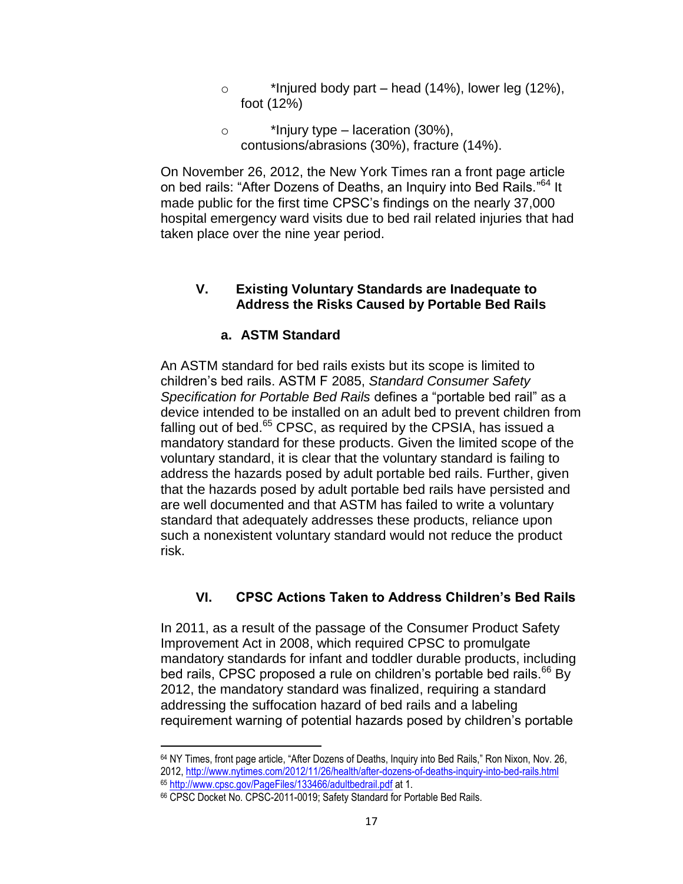- *Injured body part – head (14%), lower leg (12%), foot (12%)
- *Injury type – laceration (30%), contusions/abrasions (30%), fracture (14%).

On November 26, 2012, the New York Times ran a front page article on bed rails: "After Dozens of Deaths, an Inquiry into Bed Rails."[64] It made public for the first time CPSC's findings on the nearly 37,000 hospital emergency ward visits due to bed rail related injuries that had taken place over the nine year period.

## V. Existing Voluntary Standards are Inadequate to Address the Risks Caused by Portable Bed Rails

### a. ASTM Standard

An ASTM standard for bed rails exists but its scope is limited to children's bed rails. ASTM F 2085, *Standard Consumer Safety Specification for Portable Bed Rails* defines a "portable bed rail" as a device intended to be installed on an adult bed to prevent children from falling out of bed.[65] CPSC, as required by the CPSIA, has issued a mandatory standard for these products. Given the limited scope of the voluntary standard, it is clear that the voluntary standard is failing to address the hazards posed by adult portable bed rails. Further, given that the hazards posed by adult portable bed rails have persisted and are well documented and that ASTM has failed to write a voluntary standard that adequately addresses these products, reliance upon such a nonexistent voluntary standard would not reduce the product risk.

## VI. CPSC Actions Taken to Address Children's Bed Rails

In 2011, as a result of the passage of the Consumer Product Safety Improvement Act in 2008, which required CPSC to promulgate mandatory standards for infant and toddler durable products, including bed rails, CPSC proposed a rule on children's portable bed rails.[66] By 2012, the mandatory standard was finalized, requiring a standard addressing the suffocation hazard of bed rails and a labeling requirement warning of potential hazards posed by children's portable

---

[64] NY Times, front page article, "After Dozens of Deaths, Inquiry into Bed Rails," Ron Nixon, Nov. 26, 2012, http://www.nytimes.com/2012/11/26/health/after-dozens-of-deaths-inquiry-into-bed-rails.html

[65] http://www.cpsc.gov/PageFiles/133466/adultbedrail.pdf at 1.

[66] CPSC Docket No. CPSC-2011-0019; Safety Standard for Portable Bed Rails.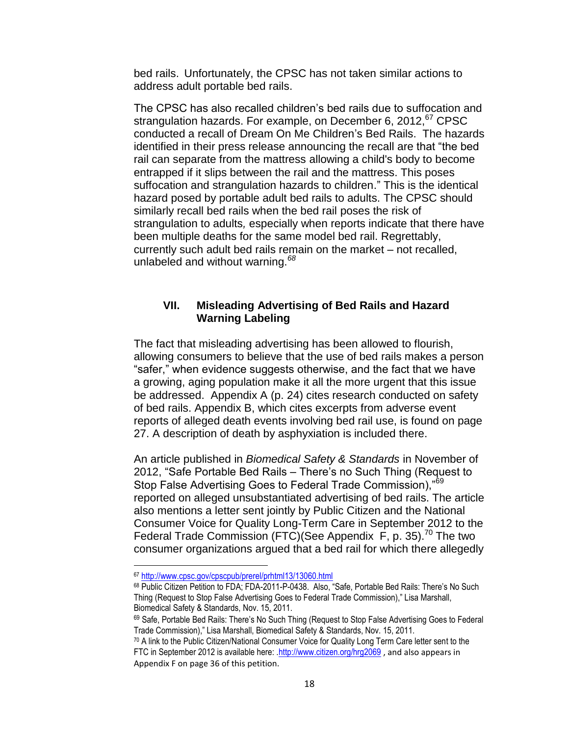bed rails. Unfortunately, the CPSC has not taken similar actions to address adult portable bed rails.

The CPSC has also recalled children's bed rails due to suffocation and strangulation hazards. For example, on December 6, 2012,[67] CPSC conducted a recall of Dream On Me Children's Bed Rails. The hazards identified in their press release announcing the recall are that "the bed rail can separate from the mattress allowing a child's body to become entrapped if it slips between the rail and the mattress. This poses suffocation and strangulation hazards to children." This is the identical hazard posed by portable adult bed rails to adults. The CPSC should similarly recall bed rails when the bed rail poses the risk of strangulation to adults, especially when reports indicate that there have been multiple deaths for the same model bed rail. Regrettably, currently such adult bed rails remain on the market – not recalled, unlabeled and without warning.[68]

## VII. Misleading Advertising of Bed Rails and Hazard Warning Labeling

The fact that misleading advertising has been allowed to flourish, allowing consumers to believe that the use of bed rails makes a person "safer," when evidence suggests otherwise, and the fact that we have a growing, aging population make it all the more urgent that this issue be addressed. Appendix A (p. 24) cites research conducted on safety of bed rails. Appendix B, which cites excerpts from adverse event reports of alleged death events involving bed rail use, is found on page 27. A description of death by asphyxiation is included there.

An article published in *Biomedical Safety & Standards* in November of 2012, "Safe Portable Bed Rails – There's no Such Thing (Request to Stop False Advertising Goes to Federal Trade Commission),"[69] reported on alleged unsubstantiated advertising of bed rails. The article also mentions a letter sent jointly by Public Citizen and the National Consumer Voice for Quality Long-Term Care in September 2012 to the Federal Trade Commission (FTC)(See Appendix F, p. 35).[70] The two consumer organizations argued that a bed rail for which there allegedly

---

[67] http://www.cpsc.gov/cpscpub/prerel/prhtml13/13060.html

[68] Public Citizen Petition to FDA; FDA-2011-P-0438. Also, "Safe, Portable Bed Rails: There's No Such Thing (Request to Stop False Advertising Goes to Federal Trade Commission)," Lisa Marshall, Biomedical Safety & Standards, Nov. 15, 2011.

[69] Safe, Portable Bed Rails: There's No Such Thing (Request to Stop False Advertising Goes to Federal Trade Commission)," Lisa Marshall, Biomedical Safety & Standards, Nov. 15, 2011.

[70] A link to the Public Citizen/National Consumer Voice for Quality Long Term Care letter sent to the FTC in September 2012 is available here: .http://www.citizen.org/hrg2069 , and also appears in Appendix F on page 36 of this petition.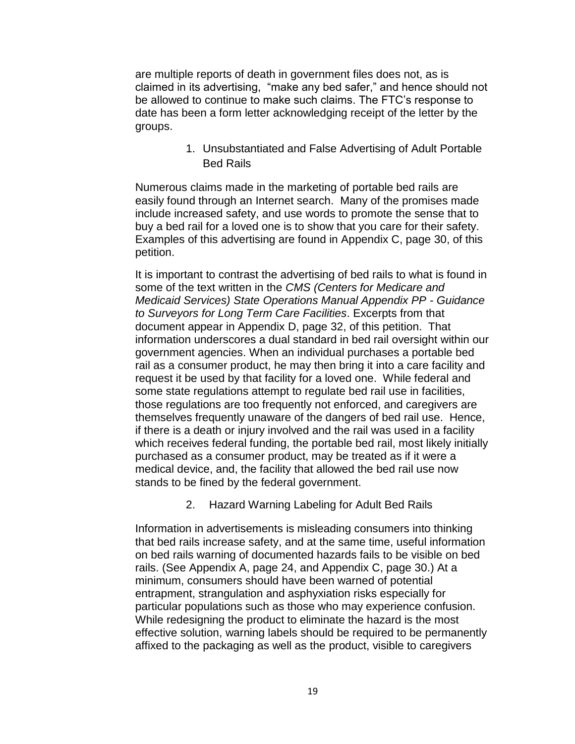are multiple reports of death in government files does not, as is claimed in its advertising, "make any bed safer," and hence should not be allowed to continue to make such claims. The FTC's response to date has been a form letter acknowledging receipt of the letter by the groups.

1. Unsubstantiated and False Advertising of Adult Portable Bed Rails

Numerous claims made in the marketing of portable bed rails are easily found through an Internet search. Many of the promises made include increased safety, and use words to promote the sense that to buy a bed rail for a loved one is to show that you care for their safety. Examples of this advertising are found in Appendix C, page 30, of this petition.

It is important to contrast the advertising of bed rails to what is found in some of the text written in the *CMS (Centers for Medicare and Medicaid Services) State Operations Manual Appendix PP - Guidance to Surveyors for Long Term Care Facilities*. Excerpts from that document appear in Appendix D, page 32, of this petition. That information underscores a dual standard in bed rail oversight within our government agencies. When an individual purchases a portable bed rail as a consumer product, he may then bring it into a care facility and request it be used by that facility for a loved one. While federal and some state regulations attempt to regulate bed rail use in facilities, those regulations are too frequently not enforced, and caregivers are themselves frequently unaware of the dangers of bed rail use. Hence, if there is a death or injury involved and the rail was used in a facility which receives federal funding, the portable bed rail, most likely initially purchased as a consumer product, may be treated as if it were a medical device, and, the facility that allowed the bed rail use now stands to be fined by the federal government.

2. Hazard Warning Labeling for Adult Bed Rails

Information in advertisements is misleading consumers into thinking that bed rails increase safety, and at the same time, useful information on bed rails warning of documented hazards fails to be visible on bed rails. (See Appendix A, page 24, and Appendix C, page 30.) At a minimum, consumers should have been warned of potential entrapment, strangulation and asphyxiation risks especially for particular populations such as those who may experience confusion. While redesigning the product to eliminate the hazard is the most effective solution, warning labels should be required to be permanently affixed to the packaging as well as the product, visible to caregivers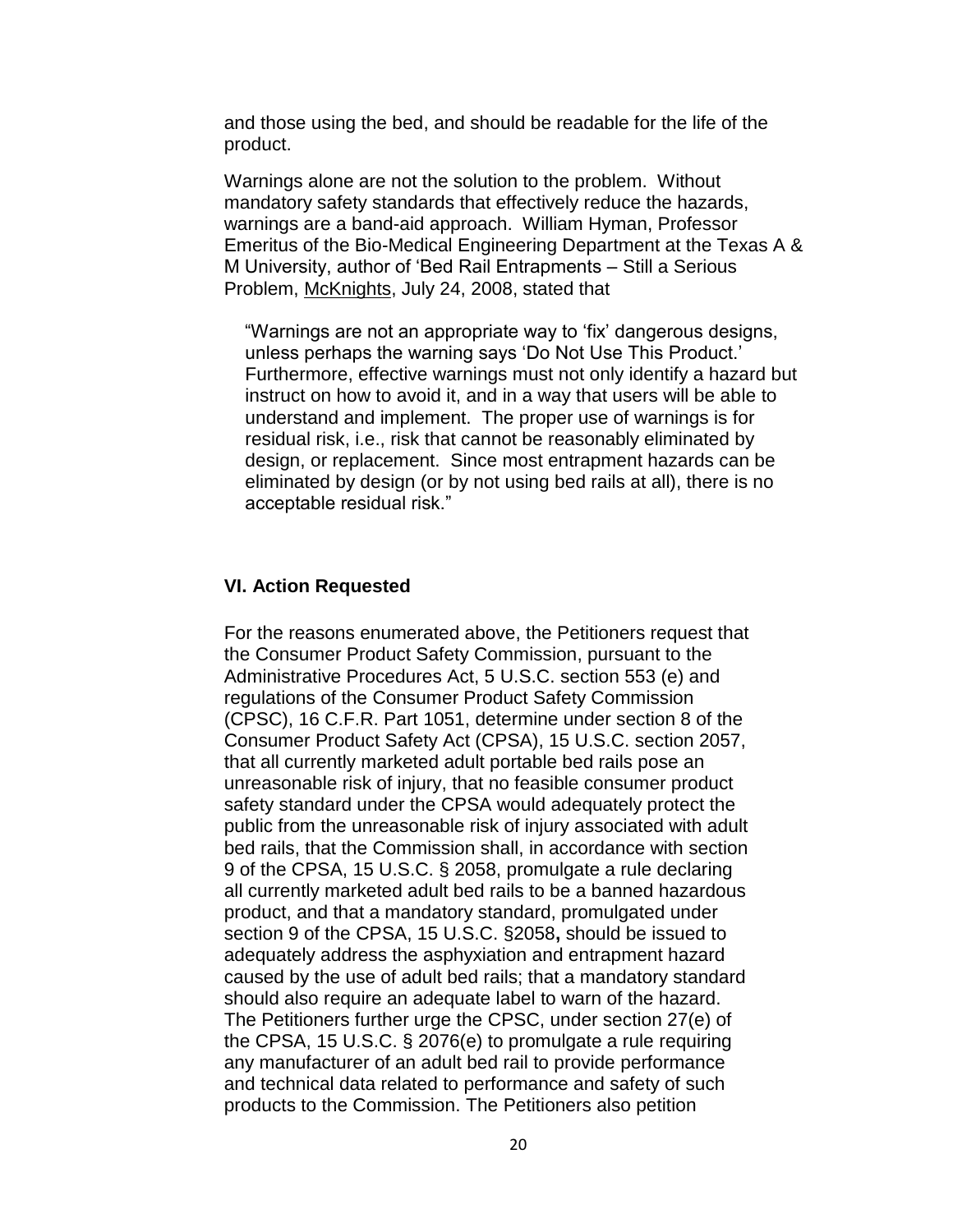and those using the bed, and should be readable for the life of the product.

Warnings alone are not the solution to the problem. Without mandatory safety standards that effectively reduce the hazards, warnings are a band-aid approach. William Hyman, Professor Emeritus of the Bio-Medical Engineering Department at the Texas A & M University, author of 'Bed Rail Entrapments – Still a Serious Problem, McKnights, July 24, 2008, stated that

> "Warnings are not an appropriate way to 'fix' dangerous designs, unless perhaps the warning says 'Do Not Use This Product.' Furthermore, effective warnings must not only identify a hazard but instruct on how to avoid it, and in a way that users will be able to understand and implement. The proper use of warnings is for residual risk, i.e., risk that cannot be reasonably eliminated by design, or replacement. Since most entrapment hazards can be eliminated by design (or by not using bed rails at all), there is no acceptable residual risk."

### VI. Action Requested

For the reasons enumerated above, the Petitioners request that the Consumer Product Safety Commission, pursuant to the Administrative Procedures Act, 5 U.S.C. section 553 (e) and regulations of the Consumer Product Safety Commission (CPSC), 16 C.F.R. Part 1051, determine under section 8 of the Consumer Product Safety Act (CPSA), 15 U.S.C. section 2057, that all currently marketed adult portable bed rails pose an unreasonable risk of injury, that no feasible consumer product safety standard under the CPSA would adequately protect the public from the unreasonable risk of injury associated with adult bed rails, that the Commission shall, in accordance with section 9 of the CPSA, 15 U.S.C. § 2058, promulgate a rule declaring all currently marketed adult bed rails to be a banned hazardous product, and that a mandatory standard, promulgated under section 9 of the CPSA, 15 U.S.C. §2058**,** should be issued to adequately address the asphyxiation and entrapment hazard caused by the use of adult bed rails; that a mandatory standard should also require an adequate label to warn of the hazard. The Petitioners further urge the CPSC, under section 27(e) of the CPSA, 15 U.S.C. § 2076(e) to promulgate a rule requiring any manufacturer of an adult bed rail to provide performance and technical data related to performance and safety of such products to the Commission. The Petitioners also petition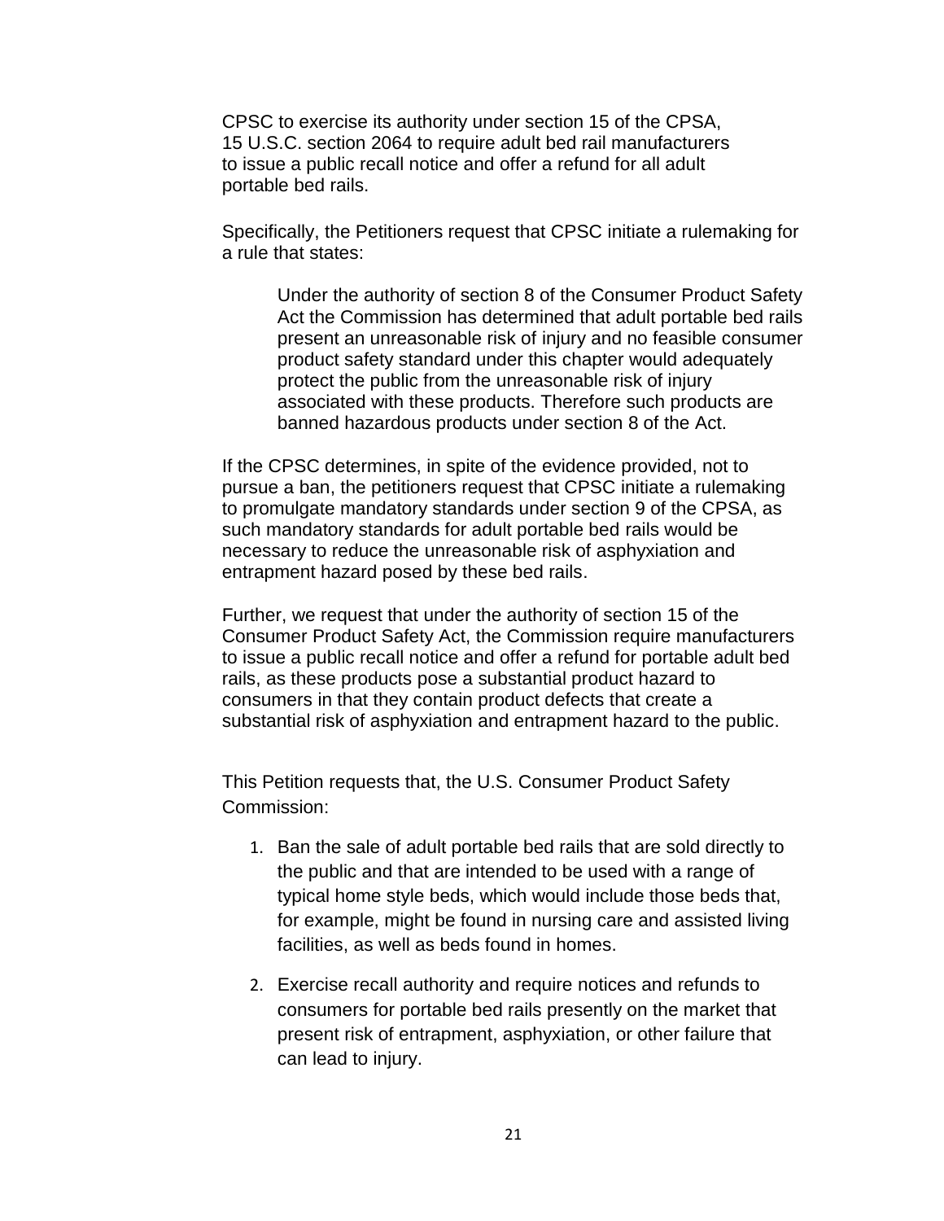CPSC to exercise its authority under section 15 of the CPSA, 15 U.S.C. section 2064 to require adult bed rail manufacturers to issue a public recall notice and offer a refund for all adult portable bed rails.

Specifically, the Petitioners request that CPSC initiate a rulemaking for a rule that states:

> Under the authority of section 8 of the Consumer Product Safety Act the Commission has determined that adult portable bed rails present an unreasonable risk of injury and no feasible consumer product safety standard under this chapter would adequately protect the public from the unreasonable risk of injury associated with these products. Therefore such products are banned hazardous products under section 8 of the Act.

If the CPSC determines, in spite of the evidence provided, not to pursue a ban, the petitioners request that CPSC initiate a rulemaking to promulgate mandatory standards under section 9 of the CPSA, as such mandatory standards for adult portable bed rails would be necessary to reduce the unreasonable risk of asphyxiation and entrapment hazard posed by these bed rails.

Further, we request that under the authority of section 15 of the Consumer Product Safety Act, the Commission require manufacturers to issue a public recall notice and offer a refund for portable adult bed rails, as these products pose a substantial product hazard to consumers in that they contain product defects that create a substantial risk of asphyxiation and entrapment hazard to the public.

This Petition requests that, the U.S. Consumer Product Safety Commission:

1. Ban the sale of adult portable bed rails that are sold directly to the public and that are intended to be used with a range of typical home style beds, which would include those beds that, for example, might be found in nursing care and assisted living facilities, as well as beds found in homes.

2. Exercise recall authority and require notices and refunds to consumers for portable bed rails presently on the market that present risk of entrapment, asphyxiation, or other failure that can lead to injury.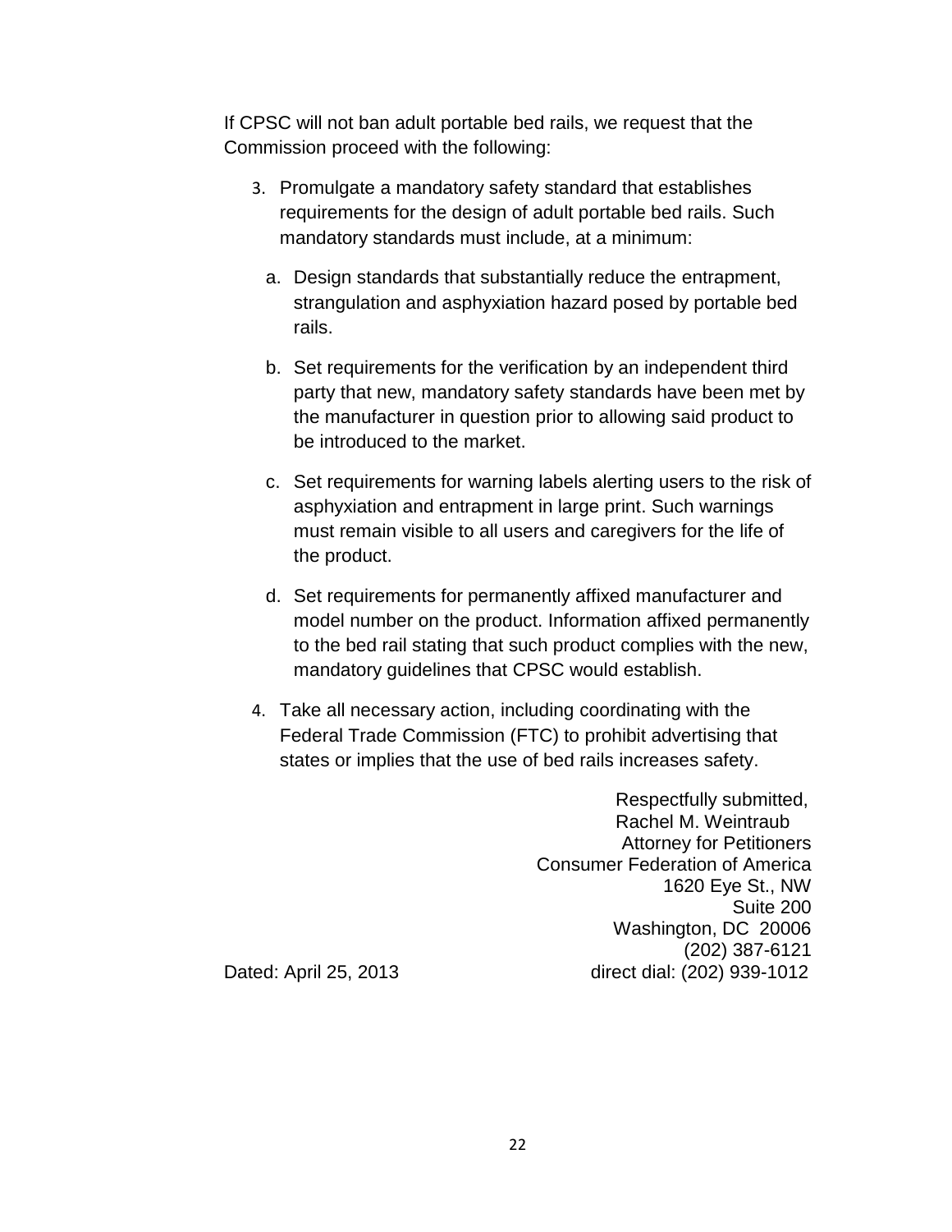If CPSC will not ban adult portable bed rails, we request that the Commission proceed with the following:

3. Promulgate a mandatory safety standard that establishes requirements for the design of adult portable bed rails. Such mandatory standards must include, at a minimum:

   a. Design standards that substantially reduce the entrapment, strangulation and asphyxiation hazard posed by portable bed rails.

   b. Set requirements for the verification by an independent third party that new, mandatory safety standards have been met by the manufacturer in question prior to allowing said product to be introduced to the market.

   c. Set requirements for warning labels alerting users to the risk of asphyxiation and entrapment in large print. Such warnings must remain visible to all users and caregivers for the life of the product.

   d. Set requirements for permanently affixed manufacturer and model number on the product. Information affixed permanently to the bed rail stating that such product complies with the new, mandatory guidelines that CPSC would establish.

4. Take all necessary action, including coordinating with the Federal Trade Commission (FTC) to prohibit advertising that states or implies that the use of bed rails increases safety.

Respectfully submitted,
Rachel M. Weintraub
Attorney for Petitioners
Consumer Federation of America
1620 Eye St., NW
Suite 200
Washington, DC 20006
(202) 387-6121
direct dial: (202) 939-1012

Dated: April 25, 2013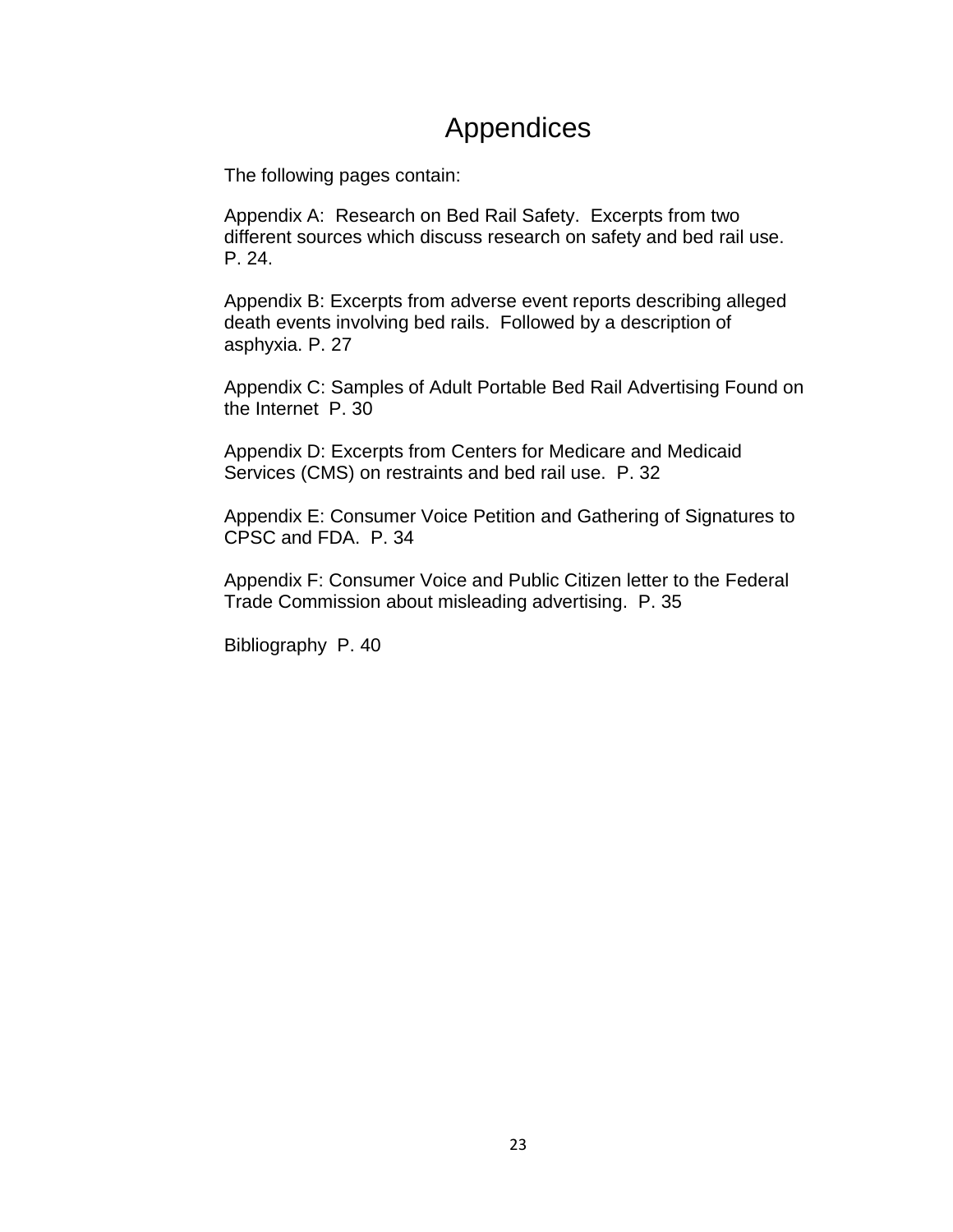# Appendices

The following pages contain:

Appendix A: Research on Bed Rail Safety. Excerpts from two different sources which discuss research on safety and bed rail use. P. 24.

Appendix B: Excerpts from adverse event reports describing alleged death events involving bed rails. Followed by a description of asphyxia. P. 27

Appendix C: Samples of Adult Portable Bed Rail Advertising Found on the Internet P. 30

Appendix D: Excerpts from Centers for Medicare and Medicaid Services (CMS) on restraints and bed rail use. P. 32

Appendix E: Consumer Voice Petition and Gathering of Signatures to CPSC and FDA. P. 34

Appendix F: Consumer Voice and Public Citizen letter to the Federal Trade Commission about misleading advertising. P. 35

Bibliography P. 40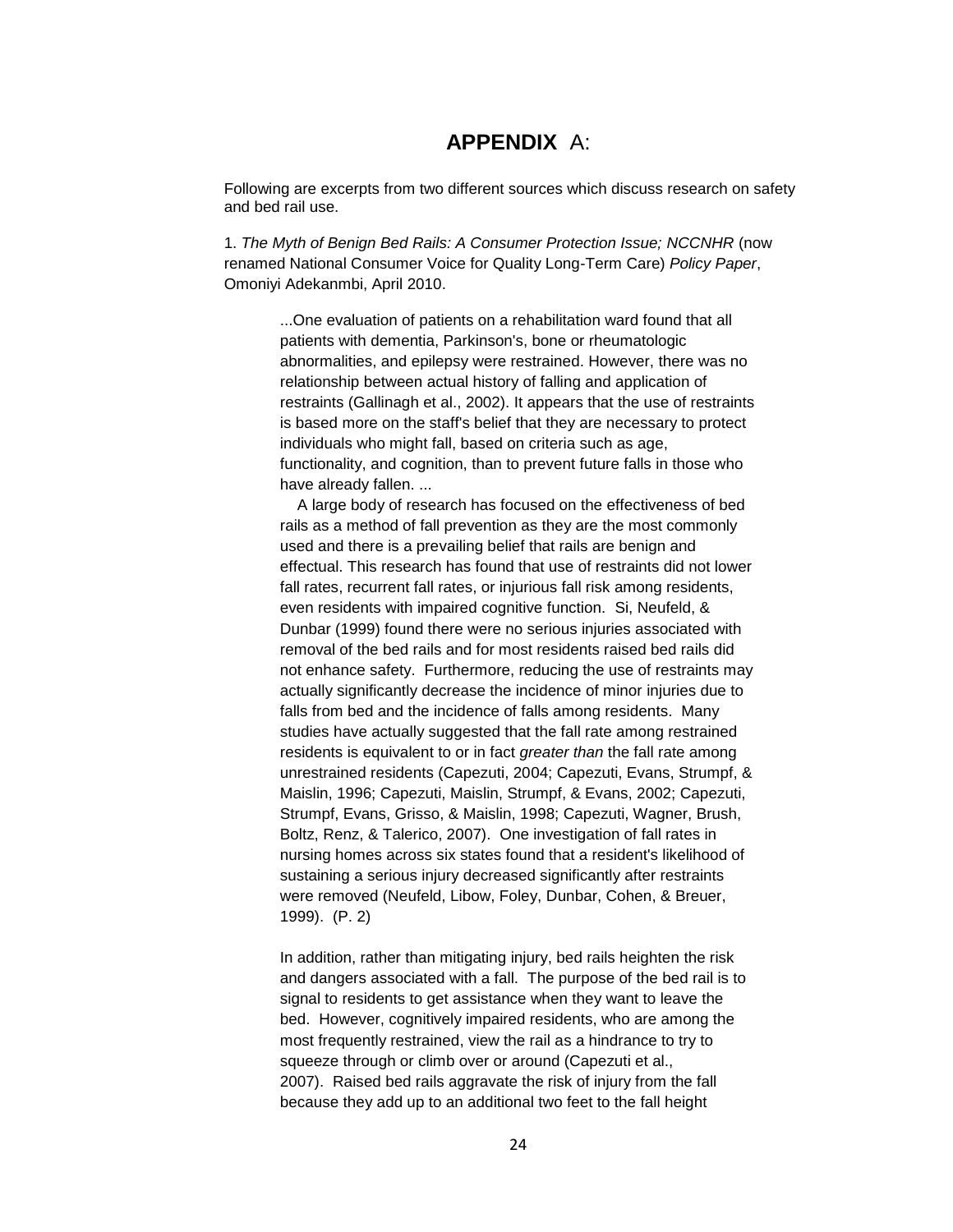# **APPENDIX** A:

Following are excerpts from two different sources which discuss research on safety and bed rail use.

1. *The Myth of Benign Bed Rails: A Consumer Protection Issue; NCCNHR* (now renamed National Consumer Voice for Quality Long-Term Care) *Policy Paper*, Omoniyi Adekanmbi, April 2010.

> ...One evaluation of patients on a rehabilitation ward found that all patients with dementia, Parkinson's, bone or rheumatologic abnormalities, and epilepsy were restrained. However, there was no relationship between actual history of falling and application of restraints (Gallinagh et al., 2002). It appears that the use of restraints is based more on the staff's belief that they are necessary to protect individuals who might fall, based on criteria such as age, functionality, and cognition, than to prevent future falls in those who have already fallen. ...
>
> A large body of research has focused on the effectiveness of bed rails as a method of fall prevention as they are the most commonly used and there is a prevailing belief that rails are benign and effectual. This research has found that use of restraints did not lower fall rates, recurrent fall rates, or injurious fall risk among residents, even residents with impaired cognitive function. Si, Neufeld, & Dunbar (1999) found there were no serious injuries associated with removal of the bed rails and for most residents raised bed rails did not enhance safety. Furthermore, reducing the use of restraints may actually significantly decrease the incidence of minor injuries due to falls from bed and the incidence of falls among residents. Many studies have actually suggested that the fall rate among restrained residents is equivalent to or in fact *greater than* the fall rate among unrestrained residents (Capezuti, 2004; Capezuti, Evans, Strumpf, & Maislin, 1996; Capezuti, Maislin, Strumpf, & Evans, 2002; Capezuti, Strumpf, Evans, Grisso, & Maislin, 1998; Capezuti, Wagner, Brush, Boltz, Renz, & Talerico, 2007). One investigation of fall rates in nursing homes across six states found that a resident's likelihood of sustaining a serious injury decreased significantly after restraints were removed (Neufeld, Libow, Foley, Dunbar, Cohen, & Breuer, 1999). (P. 2)
>
> In addition, rather than mitigating injury, bed rails heighten the risk and dangers associated with a fall. The purpose of the bed rail is to signal to residents to get assistance when they want to leave the bed. However, cognitively impaired residents, who are among the most frequently restrained, view the rail as a hindrance to try to squeeze through or climb over or around (Capezuti et al., 2007). Raised bed rails aggravate the risk of injury from the fall because they add up to an additional two feet to the fall height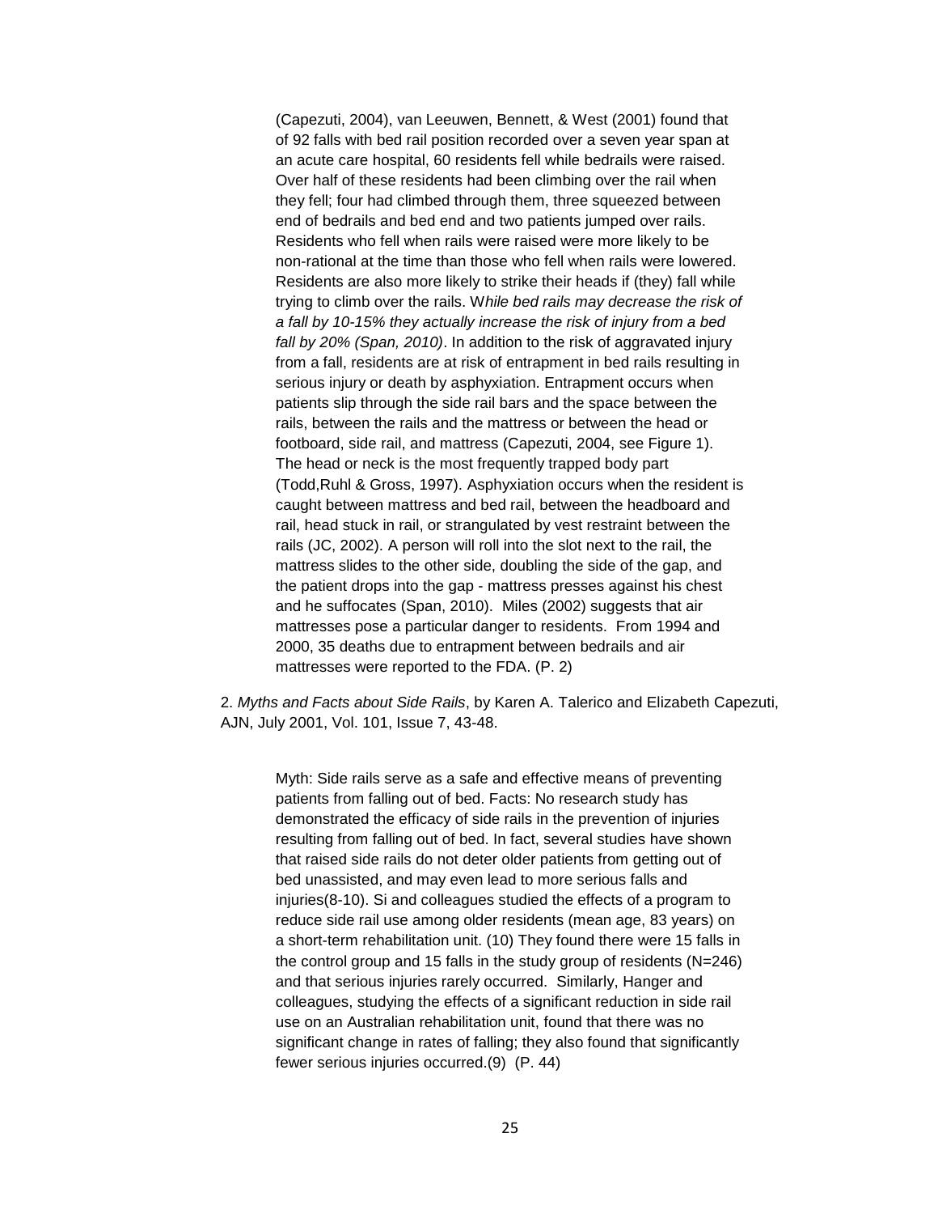> (Capezuti, 2004), van Leeuwen, Bennett, & West (2001) found that of 92 falls with bed rail position recorded over a seven year span at an acute care hospital, 60 residents fell while bedrails were raised. Over half of these residents had been climbing over the rail when they fell; four had climbed through them, three squeezed between end of bedrails and bed end and two patients jumped over rails. Residents who fell when rails were raised were more likely to be non-rational at the time than those who fell when rails were lowered. Residents are also more likely to strike their heads if (they) fall while trying to climb over the rails. W*hile bed rails may decrease the risk of a fall by 10-15% they actually increase the risk of injury from a bed fall by 20% (Span, 2010)*. In addition to the risk of aggravated injury from a fall, residents are at risk of entrapment in bed rails resulting in serious injury or death by asphyxiation. Entrapment occurs when patients slip through the side rail bars and the space between the rails, between the rails and the mattress or between the head or footboard, side rail, and mattress (Capezuti, 2004, see Figure 1). The head or neck is the most frequently trapped body part (Todd,Ruhl & Gross, 1997). Asphyxiation occurs when the resident is caught between mattress and bed rail, between the headboard and rail, head stuck in rail, or strangulated by vest restraint between the rails (JC, 2002). A person will roll into the slot next to the rail, the mattress slides to the other side, doubling the side of the gap, and the patient drops into the gap - mattress presses against his chest and he suffocates (Span, 2010). Miles (2002) suggests that air mattresses pose a particular danger to residents. From 1994 and 2000, 35 deaths due to entrapment between bedrails and air mattresses were reported to the FDA. (P. 2)

2. *Myths and Facts about Side Rails*, by Karen A. Talerico and Elizabeth Capezuti, AJN, July 2001, Vol. 101, Issue 7, 43-48.

> Myth: Side rails serve as a safe and effective means of preventing patients from falling out of bed. Facts: No research study has demonstrated the efficacy of side rails in the prevention of injuries resulting from falling out of bed. In fact, several studies have shown that raised side rails do not deter older patients from getting out of bed unassisted, and may even lead to more serious falls and injuries(8-10). Si and colleagues studied the effects of a program to reduce side rail use among older residents (mean age, 83 years) on a short-term rehabilitation unit. (10) They found there were 15 falls in the control group and 15 falls in the study group of residents (N=246) and that serious injuries rarely occurred. Similarly, Hanger and colleagues, studying the effects of a significant reduction in side rail use on an Australian rehabilitation unit, found that there was no significant change in rates of falling; they also found that significantly fewer serious injuries occurred.(9) (P. 44)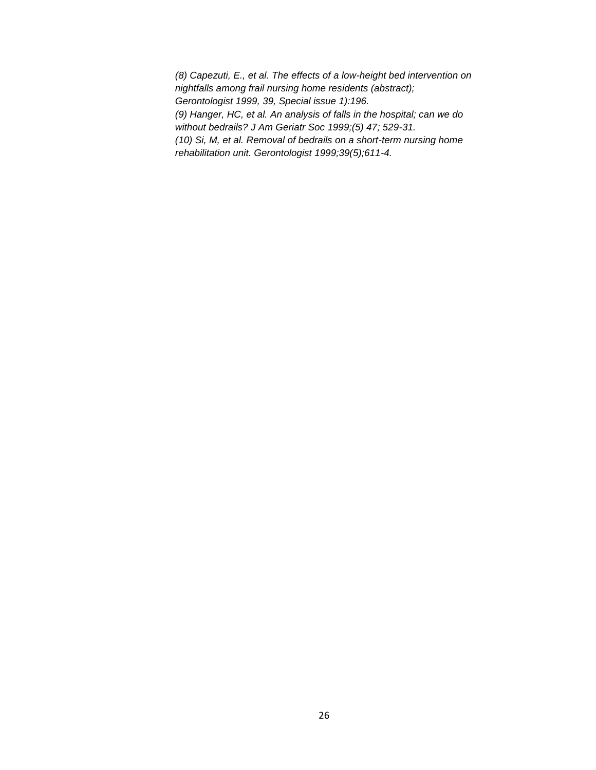*(8) Capezuti, E., et al. The effects of a low-height bed intervention on nightfalls among frail nursing home residents (abstract); Gerontologist 1999, 39, Special issue 1):196.*
*(9) Hanger, HC, et al. An analysis of falls in the hospital; can we do without bedrails? J Am Geriatr Soc 1999;(5) 47; 529-31.*
*(10) Si, M, et al. Removal of bedrails on a short-term nursing home rehabilitation unit. Gerontologist 1999;39(5);611-4.*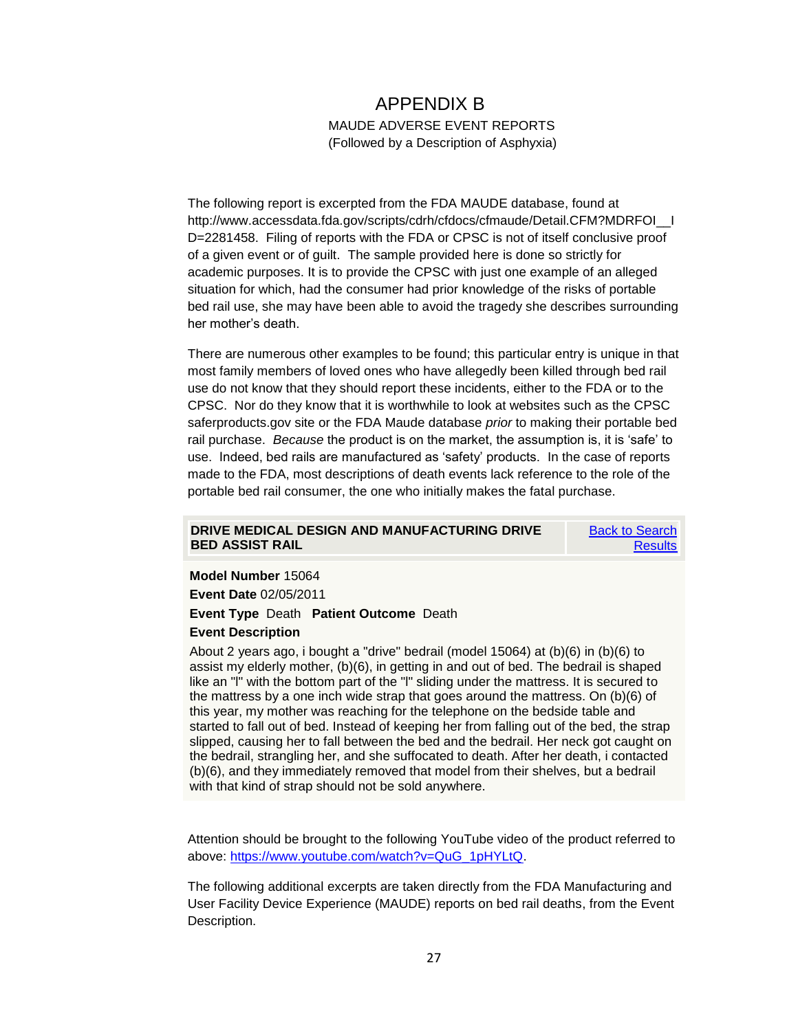# APPENDIX B

MAUDE ADVERSE EVENT REPORTS
(Followed by a Description of Asphyxia)

The following report is excerpted from the FDA MAUDE database, found at http://www.accessdata.fda.gov/scripts/cdrh/cfdocs/cfmaude/Detail.CFM?MDRFOI__ID=2281458. Filing of reports with the FDA or CPSC is not of itself conclusive proof of a given event or of guilt. The sample provided here is done so strictly for academic purposes. It is to provide the CPSC with just one example of an alleged situation for which, had the consumer had prior knowledge of the risks of portable bed rail use, she may have been able to avoid the tragedy she describes surrounding her mother's death.

There are numerous other examples to be found; this particular entry is unique in that most family members of loved ones who have allegedly been killed through bed rail use do not know that they should report these incidents, either to the FDA or to the CPSC. Nor do they know that it is worthwhile to look at websites such as the CPSC saferproducts.gov site or the FDA Maude database *prior* to making their portable bed rail purchase. *Because* the product is on the market, the assumption is, it is 'safe' to use. Indeed, bed rails are manufactured as 'safety' products. In the case of reports made to the FDA, most descriptions of death events lack reference to the role of the portable bed rail consumer, the one who initially makes the fatal purchase.

| **DRIVE MEDICAL DESIGN AND MANUFACTURING DRIVE BED ASSIST RAIL** | Back to Search Results |
|---|---|

**Model Number** 15064

**Event Date** 02/05/2011

**Event Type** Death **Patient Outcome** Death

**Event Description**

About 2 years ago, i bought a "drive" bedrail (model 15064) at (b)(6) in (b)(6) to assist my elderly mother, (b)(6), in getting in and out of bed. The bedrail is shaped like an "l" with the bottom part of the "l" sliding under the mattress. It is secured to the mattress by a one inch wide strap that goes around the mattress. On (b)(6) of this year, my mother was reaching for the telephone on the bedside table and started to fall out of bed. Instead of keeping her from falling out of the bed, the strap slipped, causing her to fall between the bed and the bedrail. Her neck got caught on the bedrail, strangling her, and she suffocated to death. After her death, i contacted (b)(6), and they immediately removed that model from their shelves, but a bedrail with that kind of strap should not be sold anywhere.

Attention should be brought to the following YouTube video of the product referred to above: https://www.youtube.com/watch?v=QuG_1pHYLtQ.

The following additional excerpts are taken directly from the FDA Manufacturing and User Facility Device Experience (MAUDE) reports on bed rail deaths, from the Event Description.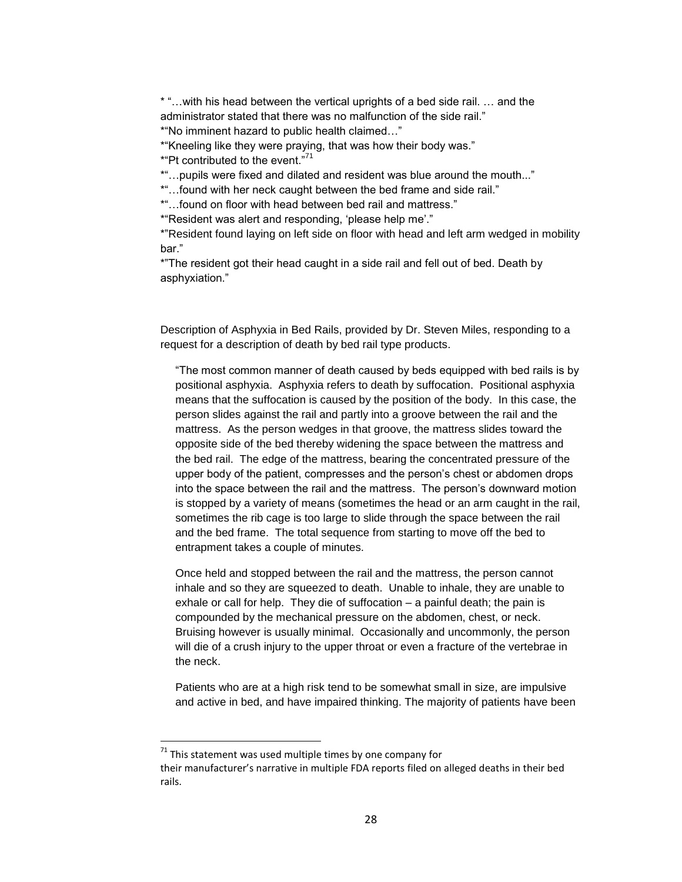* "…with his head between the vertical uprights of a bed side rail. … and the administrator stated that there was no malfunction of the side rail."
*"No imminent hazard to public health claimed…"
*"Kneeling like they were praying, that was how their body was."
*"Pt contributed to the event."[71]
*"…pupils were fixed and dilated and resident was blue around the mouth..."
*"…found with her neck caught between the bed frame and side rail."
*"…found on floor with head between bed rail and mattress."
*"Resident was alert and responding, 'please help me'."
*"Resident found laying on left side on floor with head and left arm wedged in mobility bar."
*"The resident got their head caught in a side rail and fell out of bed. Death by asphyxiation."

Description of Asphyxia in Bed Rails, provided by Dr. Steven Miles, responding to a request for a description of death by bed rail type products.

> "The most common manner of death caused by beds equipped with bed rails is by positional asphyxia. Asphyxia refers to death by suffocation. Positional asphyxia means that the suffocation is caused by the position of the body. In this case, the person slides against the rail and partly into a groove between the rail and the mattress. As the person wedges in that groove, the mattress slides toward the opposite side of the bed thereby widening the space between the mattress and the bed rail. The edge of the mattress, bearing the concentrated pressure of the upper body of the patient, compresses and the person's chest or abdomen drops into the space between the rail and the mattress. The person's downward motion is stopped by a variety of means (sometimes the head or an arm caught in the rail, sometimes the rib cage is too large to slide through the space between the rail and the bed frame. The total sequence from starting to move off the bed to entrapment takes a couple of minutes.
>
> Once held and stopped between the rail and the mattress, the person cannot inhale and so they are squeezed to death. Unable to inhale, they are unable to exhale or call for help. They die of suffocation – a painful death; the pain is compounded by the mechanical pressure on the abdomen, chest, or neck. Bruising however is usually minimal. Occasionally and uncommonly, the person will die of a crush injury to the upper throat or even a fracture of the vertebrae in the neck.
>
> Patients who are at a high risk tend to be somewhat small in size, are impulsive and active in bed, and have impaired thinking. The majority of patients have been

[71] This statement was used multiple times by one company for their manufacturer's narrative in multiple FDA reports filed on alleged deaths in their bed rails.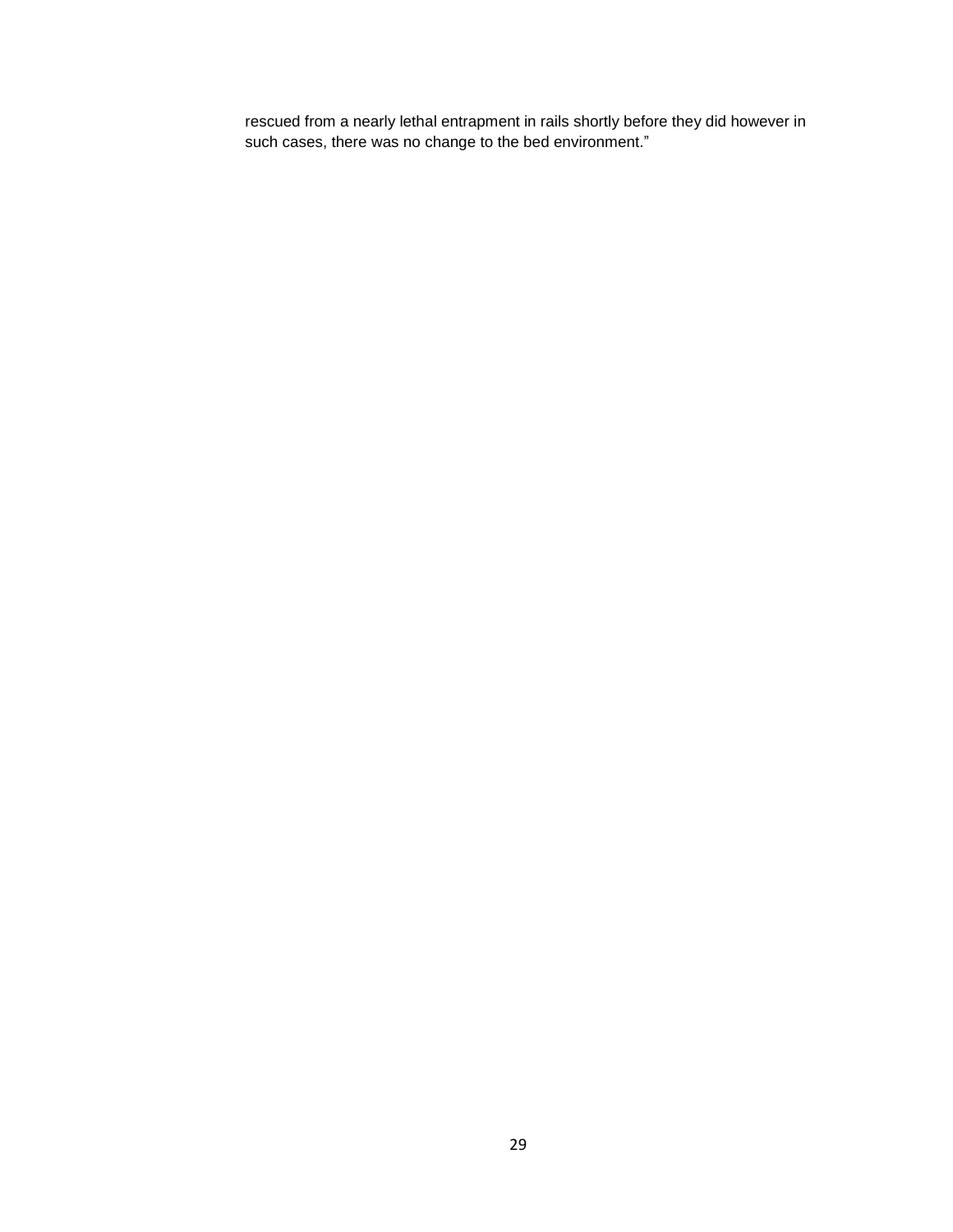rescued from a nearly lethal entrapment in rails shortly before they did however in such cases, there was no change to the bed environment."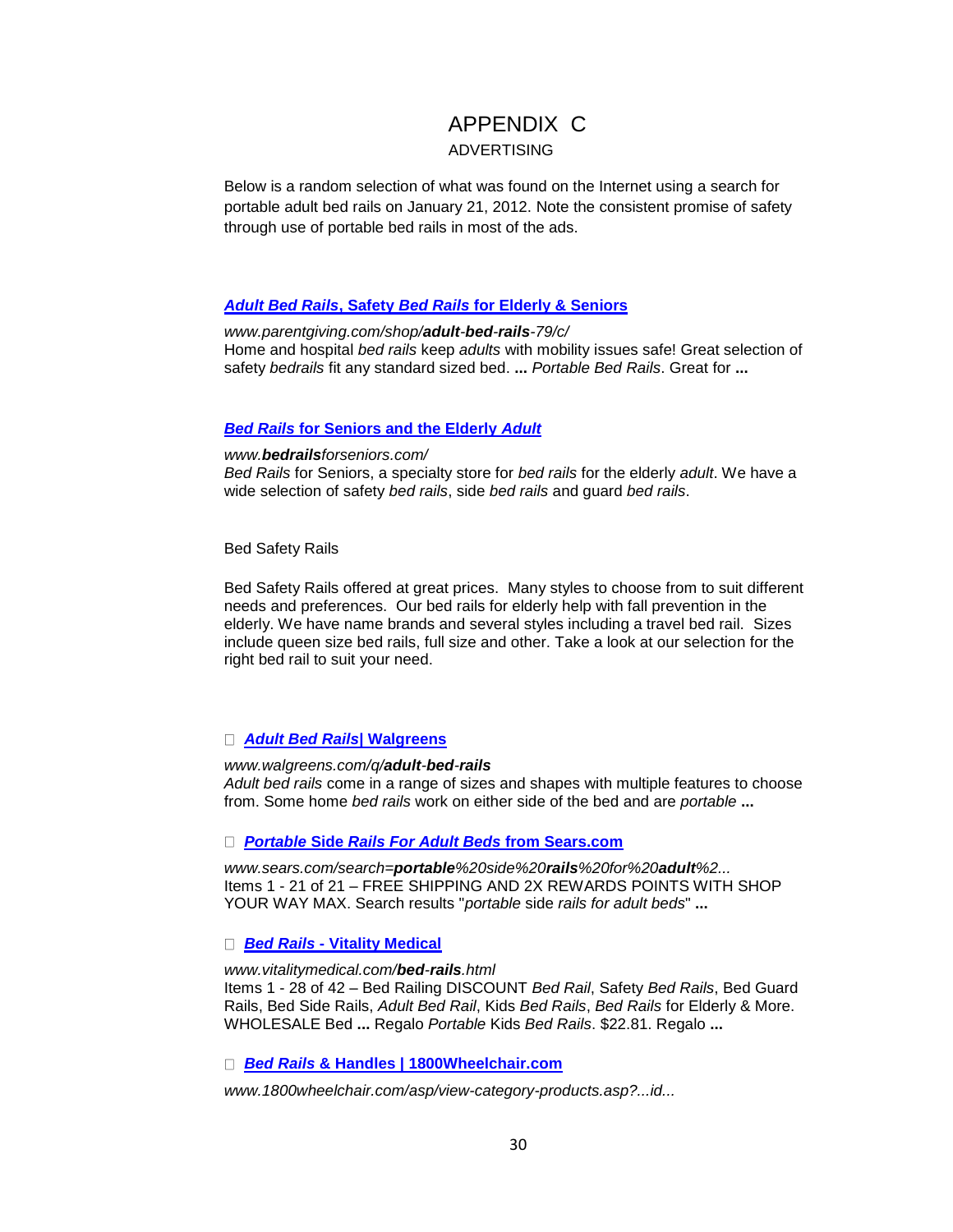# APPENDIX C

## ADVERTISING

Below is a random selection of what was found on the Internet using a search for portable adult bed rails on January 21, 2012. Note the consistent promise of safety through use of portable bed rails in most of the ads.

**[*Adult Bed Rails*, Safety *Bed Rails* for Elderly & Seniors]**

*www.parentgiving.com/shop/**adult**-**bed**-**rails**-79/c/*
Home and hospital *bed rails* keep *adults* with mobility issues safe! Great selection of safety *bedrails* fit any standard sized bed. **...** *Portable Bed Rails*. Great for **...**

**[*Bed Rails* for Seniors and the Elderly *Adult*]**

*www.**bedrails**forseniors.com/*
*Bed Rails* for Seniors, a specialty store for *bed rails* for the elderly *adult*. We have a wide selection of safety *bed rails*, side *bed rails* and guard *bed rails*.

Bed Safety Rails

Bed Safety Rails offered at great prices. Many styles to choose from to suit different needs and preferences. Our bed rails for elderly help with fall prevention in the elderly. We have name brands and several styles including a travel bed rail. Sizes include queen size bed rails, full size and other. Take a look at our selection for the right bed rail to suit your need.

- **[*Adult Bed Rails*| Walgreens]**

*www.walgreens.com/q/**adult**-**bed**-**rails***
*Adult bed rails* come in a range of sizes and shapes with multiple features to choose from. Some home *bed rails* work on either side of the bed and are *portable* **...**

- **[*Portable* Side *Rails For Adult Beds* from Sears.com]**

*www.sears.com/search=**portable**%20side%20**rails**%20for%20**adult**%2...*
Items 1 - 21 of 21 – FREE SHIPPING AND 2X REWARDS POINTS WITH SHOP YOUR WAY MAX. Search results "*portable* side *rails for adult beds*" **...**

- **[*Bed Rails* - Vitality Medical]**

*www.vitalitymedical.com/**bed**-**rails**.html*
Items 1 - 28 of 42 – Bed Railing DISCOUNT *Bed Rail*, Safety *Bed Rails*, Bed Guard Rails, Bed Side Rails, *Adult Bed Rail*, Kids *Bed Rails*, *Bed Rails* for Elderly & More. WHOLESALE Bed **...** Regalo *Portable* Kids *Bed Rails*. $22.81. Regalo **...**

- **[*Bed Rails* & Handles | 1800Wheelchair.com]**

*www.1800wheelchair.com/asp/view-category-products.asp?...id...*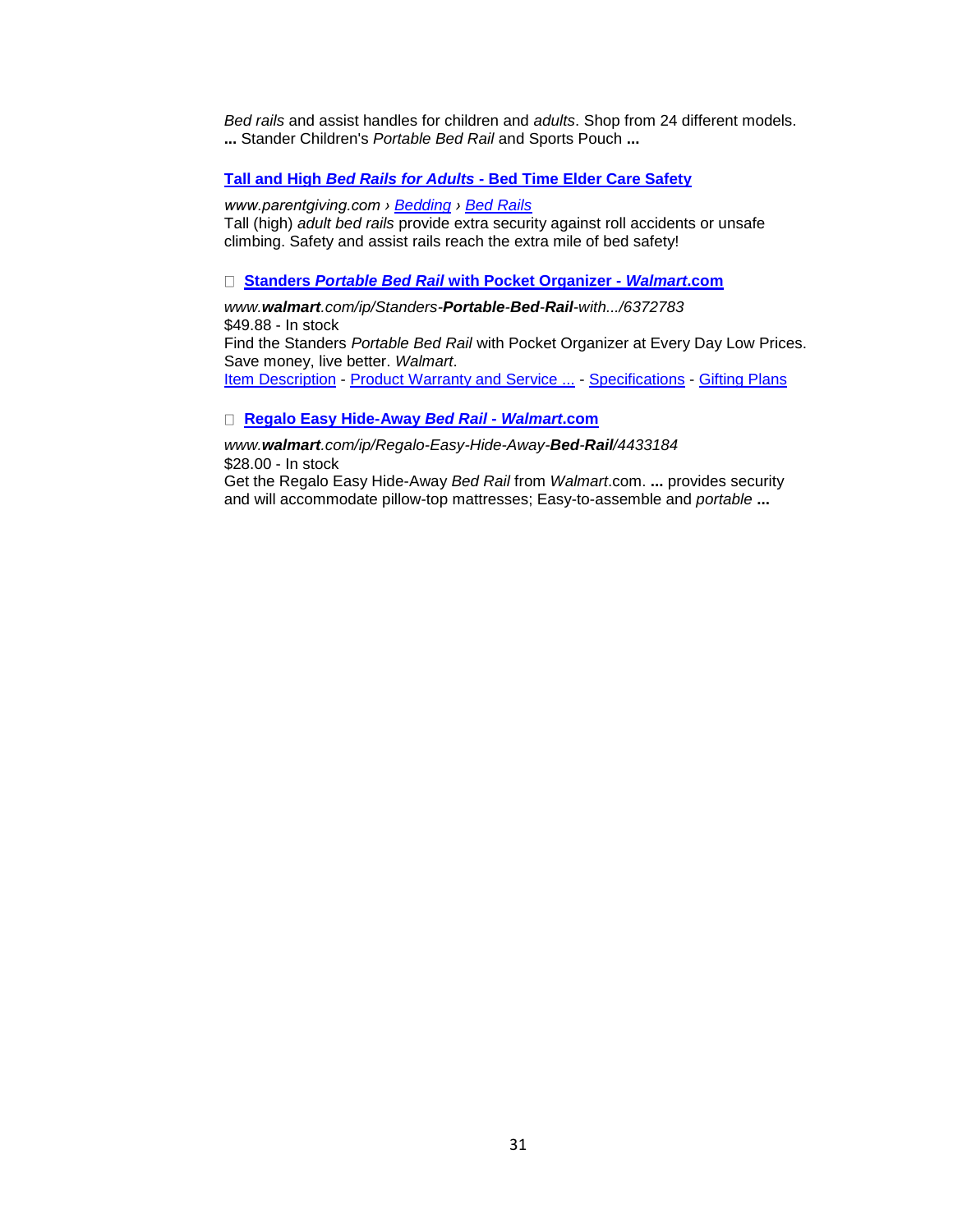*Bed rails* and assist handles for children and *adults*. Shop from 24 different models. **...** Stander Children's *Portable Bed Rail* and Sports Pouch **...**

**Tall and High *Bed Rails for Adults* - Bed Time Elder Care Safety**

*www.parentgiving.com › Bedding › Bed Rails*
Tall (high) *adult bed rails* provide extra security against roll accidents or unsafe climbing. Safety and assist rails reach the extra mile of bed safety!

- **Standers *Portable Bed Rail* with Pocket Organizer - *Walmart*.com**

*www.**walmart**.com/ip/Standers-**Portable**-**Bed**-**Rail**-with.../6372783*
$49.88 - In stock
Find the Standers *Portable Bed Rail* with Pocket Organizer at Every Day Low Prices. Save money, live better. *Walmart*.
Item Description - Product Warranty and Service ... - Specifications - Gifting Plans

- **Regalo Easy Hide-Away *Bed Rail* - *Walmart*.com**

*www.**walmart**.com/ip/Regalo-Easy-Hide-Away-**Bed**-**Rail**/4433184*
$28.00 - In stock
Get the Regalo Easy Hide-Away *Bed Rail* from *Walmart*.com. **...** provides security and will accommodate pillow-top mattresses; Easy-to-assemble and *portable* **...**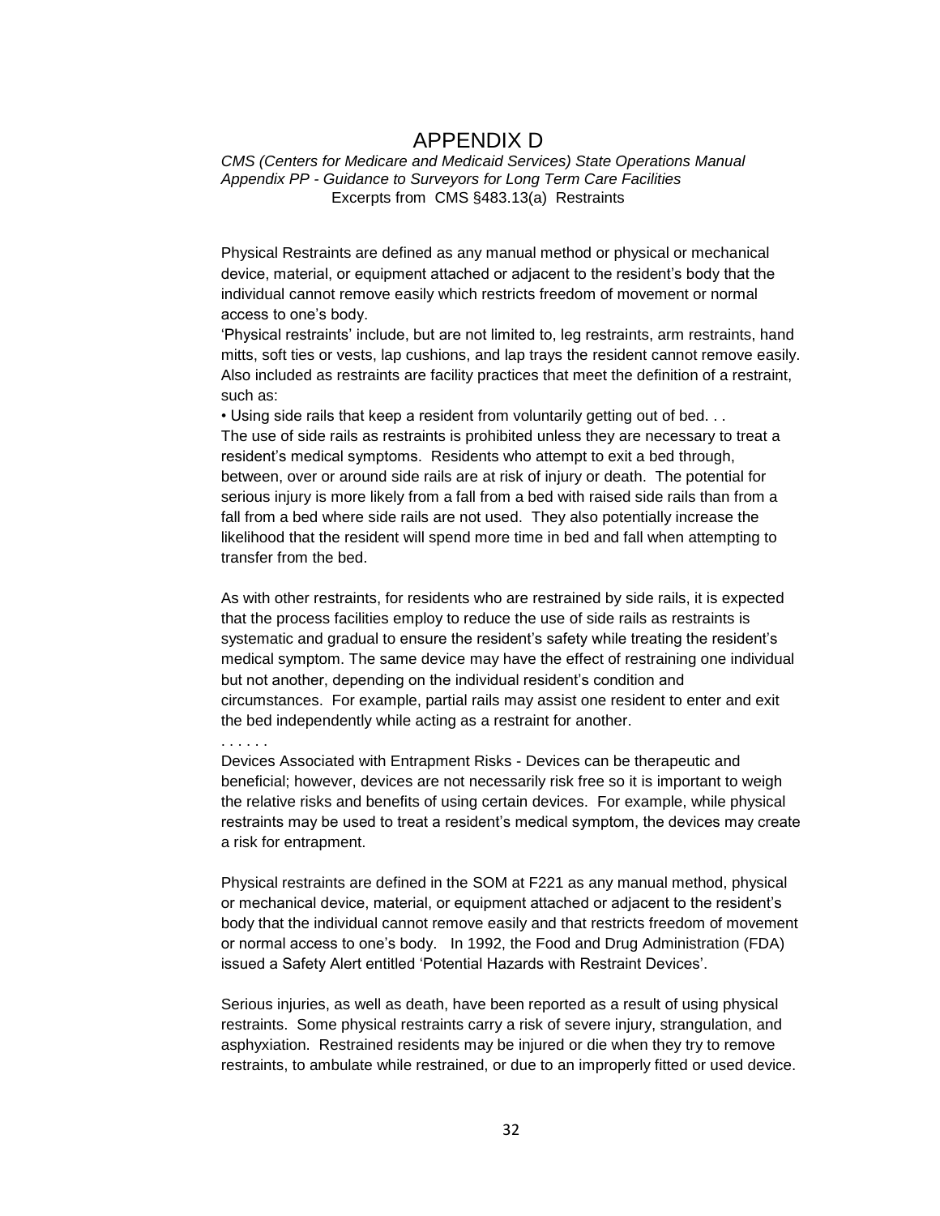# APPENDIX D

*CMS (Centers for Medicare and Medicaid Services) State Operations Manual*
*Appendix PP - Guidance to Surveyors for Long Term Care Facilities*
Excerpts from CMS §483.13(a) Restraints

Physical Restraints are defined as any manual method or physical or mechanical device, material, or equipment attached or adjacent to the resident's body that the individual cannot remove easily which restricts freedom of movement or normal access to one's body.
'Physical restraints' include, but are not limited to, leg restraints, arm restraints, hand mitts, soft ties or vests, lap cushions, and lap trays the resident cannot remove easily. Also included as restraints are facility practices that meet the definition of a restraint, such as:
• Using side rails that keep a resident from voluntarily getting out of bed. . .
The use of side rails as restraints is prohibited unless they are necessary to treat a resident's medical symptoms. Residents who attempt to exit a bed through, between, over or around side rails are at risk of injury or death. The potential for serious injury is more likely from a fall from a bed with raised side rails than from a fall from a bed where side rails are not used. They also potentially increase the likelihood that the resident will spend more time in bed and fall when attempting to transfer from the bed.

As with other restraints, for residents who are restrained by side rails, it is expected that the process facilities employ to reduce the use of side rails as restraints is systematic and gradual to ensure the resident's safety while treating the resident's medical symptom. The same device may have the effect of restraining one individual but not another, depending on the individual resident's condition and circumstances. For example, partial rails may assist one resident to enter and exit the bed independently while acting as a restraint for another.
. . . . . .
Devices Associated with Entrapment Risks - Devices can be therapeutic and beneficial; however, devices are not necessarily risk free so it is important to weigh the relative risks and benefits of using certain devices. For example, while physical restraints may be used to treat a resident's medical symptom, the devices may create a risk for entrapment.

Physical restraints are defined in the SOM at F221 as any manual method, physical or mechanical device, material, or equipment attached or adjacent to the resident's body that the individual cannot remove easily and that restricts freedom of movement or normal access to one's body. In 1992, the Food and Drug Administration (FDA) issued a Safety Alert entitled 'Potential Hazards with Restraint Devices'.

Serious injuries, as well as death, have been reported as a result of using physical restraints. Some physical restraints carry a risk of severe injury, strangulation, and asphyxiation. Restrained residents may be injured or die when they try to remove restraints, to ambulate while restrained, or due to an improperly fitted or used device.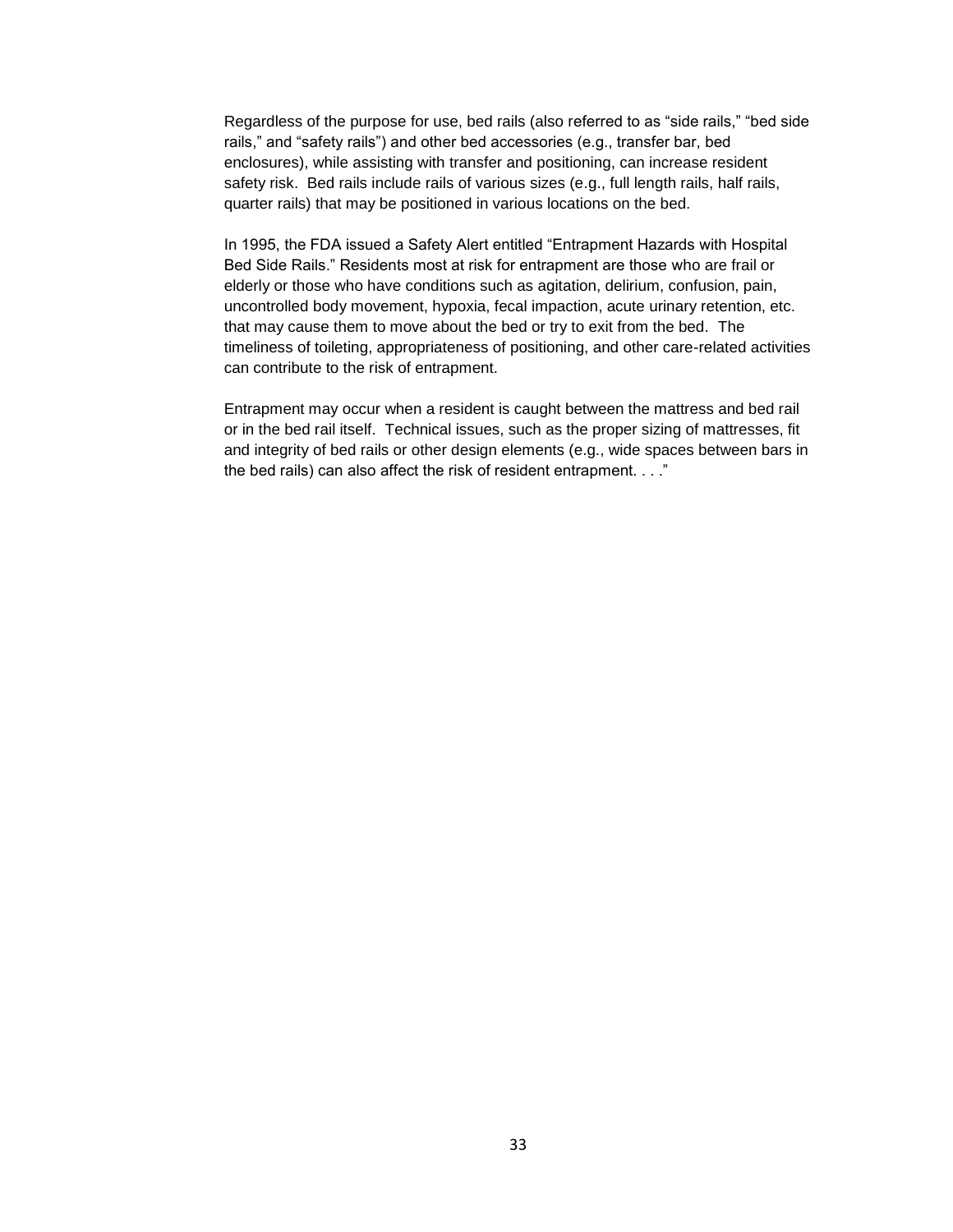Regardless of the purpose for use, bed rails (also referred to as “side rails,” “bed side rails,” and “safety rails”) and other bed accessories (e.g., transfer bar, bed enclosures), while assisting with transfer and positioning, can increase resident safety risk. Bed rails include rails of various sizes (e.g., full length rails, half rails, quarter rails) that may be positioned in various locations on the bed.

In 1995, the FDA issued a Safety Alert entitled “Entrapment Hazards with Hospital Bed Side Rails.” Residents most at risk for entrapment are those who are frail or elderly or those who have conditions such as agitation, delirium, confusion, pain, uncontrolled body movement, hypoxia, fecal impaction, acute urinary retention, etc. that may cause them to move about the bed or try to exit from the bed. The timeliness of toileting, appropriateness of positioning, and other care-related activities can contribute to the risk of entrapment.

Entrapment may occur when a resident is caught between the mattress and bed rail or in the bed rail itself. Technical issues, such as the proper sizing of mattresses, fit and integrity of bed rails or other design elements (e.g., wide spaces between bars in the bed rails) can also affect the risk of resident entrapment. . . .”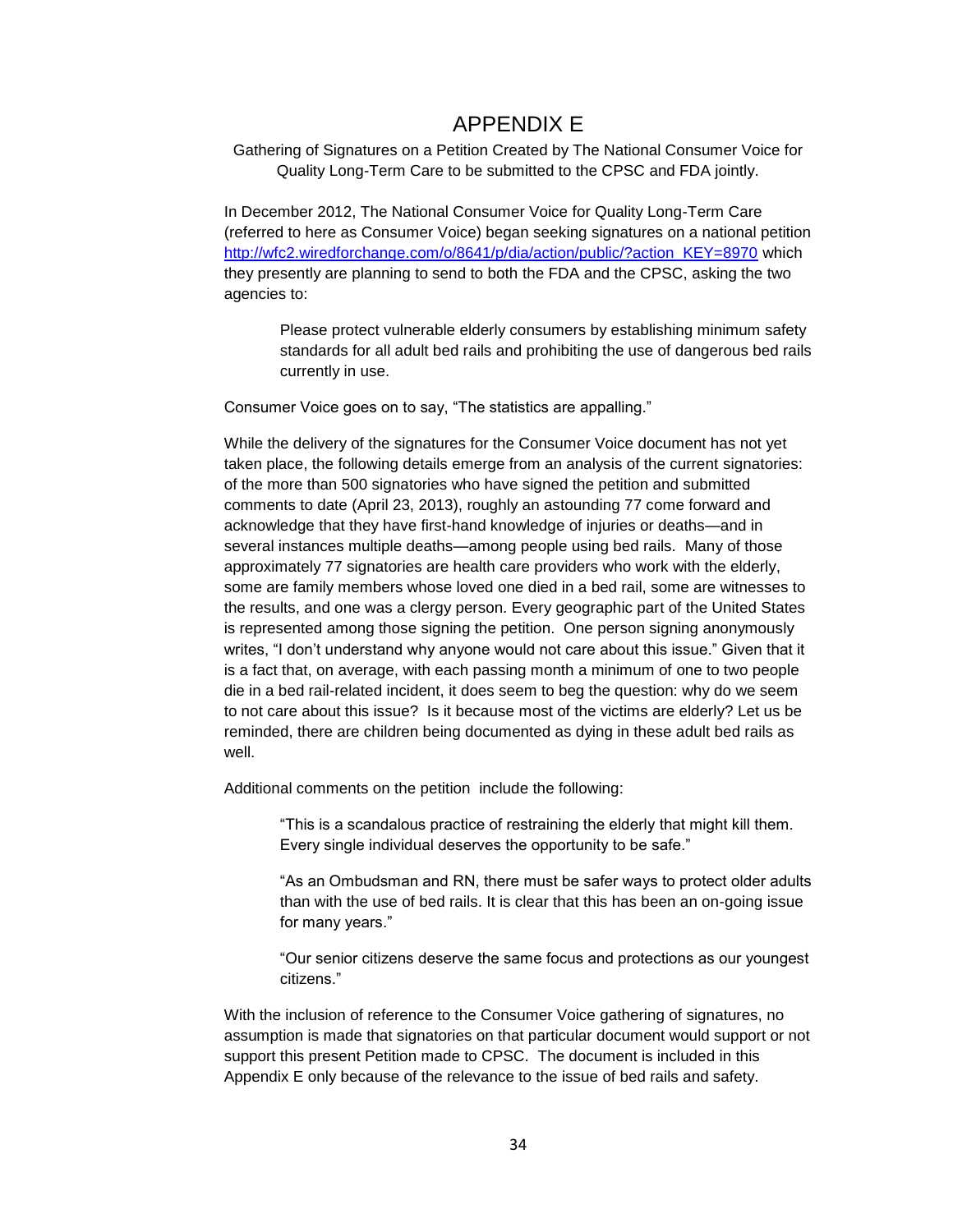# APPENDIX E

Gathering of Signatures on a Petition Created by The National Consumer Voice for Quality Long-Term Care to be submitted to the CPSC and FDA jointly.

In December 2012, The National Consumer Voice for Quality Long-Term Care (referred to here as Consumer Voice) began seeking signatures on a national petition http://wfc2.wiredforchange.com/o/8641/p/dia/action/public/?action_KEY=8970 which they presently are planning to send to both the FDA and the CPSC, asking the two agencies to:

> Please protect vulnerable elderly consumers by establishing minimum safety standards for all adult bed rails and prohibiting the use of dangerous bed rails currently in use.

Consumer Voice goes on to say, “The statistics are appalling.”

While the delivery of the signatures for the Consumer Voice document has not yet taken place, the following details emerge from an analysis of the current signatories: of the more than 500 signatories who have signed the petition and submitted comments to date (April 23, 2013), roughly an astounding 77 come forward and acknowledge that they have first-hand knowledge of injuries or deaths—and in several instances multiple deaths—among people using bed rails. Many of those approximately 77 signatories are health care providers who work with the elderly, some are family members whose loved one died in a bed rail, some are witnesses to the results, and one was a clergy person. Every geographic part of the United States is represented among those signing the petition. One person signing anonymously writes, “I don’t understand why anyone would not care about this issue.” Given that it is a fact that, on average, with each passing month a minimum of one to two people die in a bed rail-related incident, it does seem to beg the question: why do we seem to not care about this issue? Is it because most of the victims are elderly? Let us be reminded, there are children being documented as dying in these adult bed rails as well.

Additional comments on the petition include the following:

> “This is a scandalous practice of restraining the elderly that might kill them. Every single individual deserves the opportunity to be safe.”
>
> “As an Ombudsman and RN, there must be safer ways to protect older adults than with the use of bed rails. It is clear that this has been an on-going issue for many years.”
>
> “Our senior citizens deserve the same focus and protections as our youngest citizens.”

With the inclusion of reference to the Consumer Voice gathering of signatures, no assumption is made that signatories on that particular document would support or not support this present Petition made to CPSC. The document is included in this Appendix E only because of the relevance to the issue of bed rails and safety.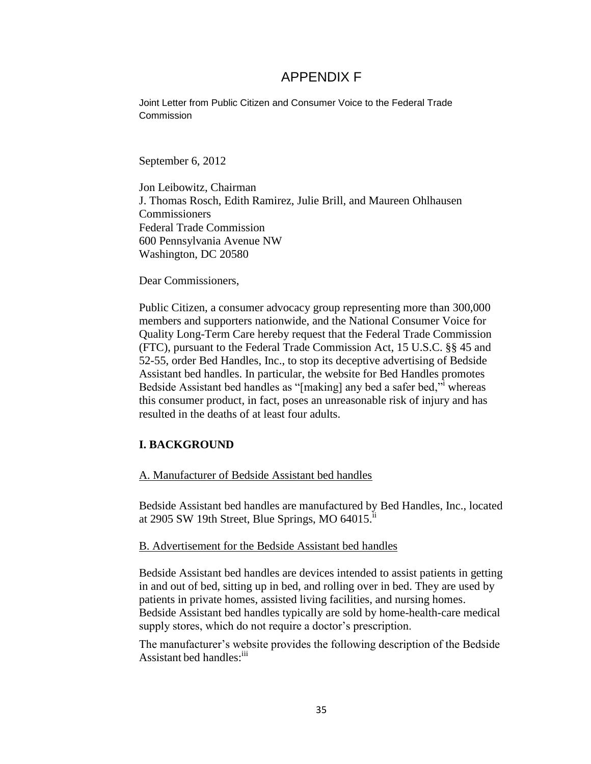# APPENDIX F

Joint Letter from Public Citizen and Consumer Voice to the Federal Trade Commission

September 6, 2012

Jon Leibowitz, Chairman
J. Thomas Rosch, Edith Ramirez, Julie Brill, and Maureen Ohlhausen
Commissioners
Federal Trade Commission
600 Pennsylvania Avenue NW
Washington, DC 20580

Dear Commissioners,

Public Citizen, a consumer advocacy group representing more than 300,000 members and supporters nationwide, and the National Consumer Voice for Quality Long-Term Care hereby request that the Federal Trade Commission (FTC), pursuant to the Federal Trade Commission Act, 15 U.S.C. §§ 45 and 52-55, order Bed Handles, Inc., to stop its deceptive advertising of Bedside Assistant bed handles. In particular, the website for Bed Handles promotes Bedside Assistant bed handles as "[making] any bed a safer bed,"[i] whereas this consumer product, in fact, poses an unreasonable risk of injury and has resulted in the deaths of at least four adults.

## I. BACKGROUND

### A. Manufacturer of Bedside Assistant bed handles

Bedside Assistant bed handles are manufactured by Bed Handles, Inc., located at 2905 SW 19th Street, Blue Springs, MO 64015.[ii]

### B. Advertisement for the Bedside Assistant bed handles

Bedside Assistant bed handles are devices intended to assist patients in getting in and out of bed, sitting up in bed, and rolling over in bed. They are used by patients in private homes, assisted living facilities, and nursing homes. Bedside Assistant bed handles typically are sold by home-health-care medical supply stores, which do not require a doctor's prescription.

The manufacturer's website provides the following description of the Bedside Assistant bed handles:[iii]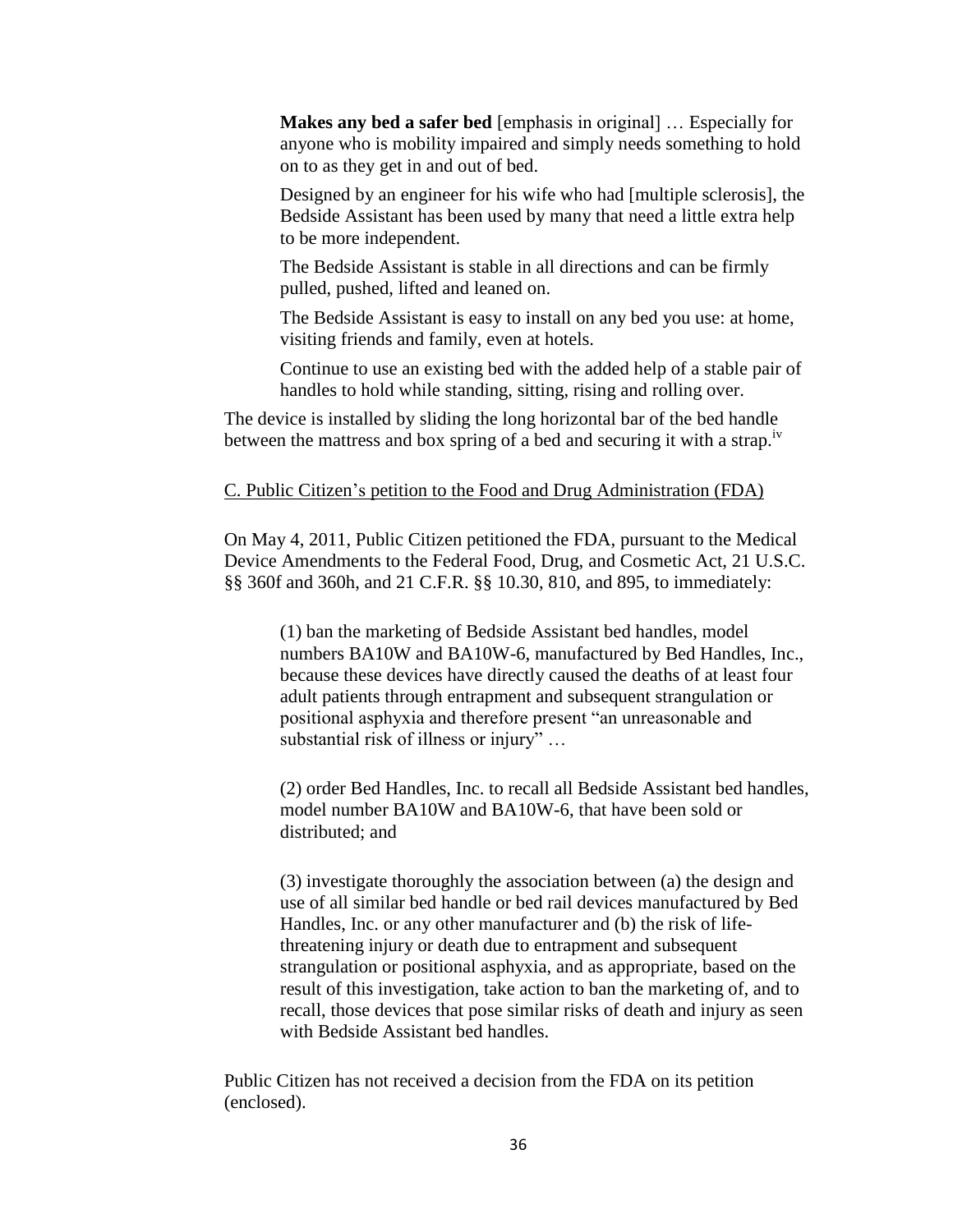> **Makes any bed a safer bed** [emphasis in original] … Especially for anyone who is mobility impaired and simply needs something to hold on to as they get in and out of bed.
>
> Designed by an engineer for his wife who had [multiple sclerosis], the Bedside Assistant has been used by many that need a little extra help to be more independent.
>
> The Bedside Assistant is stable in all directions and can be firmly pulled, pushed, lifted and leaned on.
>
> The Bedside Assistant is easy to install on any bed you use: at home, visiting friends and family, even at hotels.
>
> Continue to use an existing bed with the added help of a stable pair of handles to hold while standing, sitting, rising and rolling over.

The device is installed by sliding the long horizontal bar of the bed handle between the mattress and box spring of a bed and securing it with a strap.[iv]

C. Public Citizen's petition to the Food and Drug Administration (FDA)

On May 4, 2011, Public Citizen petitioned the FDA, pursuant to the Medical Device Amendments to the Federal Food, Drug, and Cosmetic Act, 21 U.S.C. §§ 360f and 360h, and 21 C.F.R. §§ 10.30, 810, and 895, to immediately:

> (1) ban the marketing of Bedside Assistant bed handles, model numbers BA10W and BA10W-6, manufactured by Bed Handles, Inc., because these devices have directly caused the deaths of at least four adult patients through entrapment and subsequent strangulation or positional asphyxia and therefore present "an unreasonable and substantial risk of illness or injury" …
>
> (2) order Bed Handles, Inc. to recall all Bedside Assistant bed handles, model number BA10W and BA10W-6, that have been sold or distributed; and
>
> (3) investigate thoroughly the association between (a) the design and use of all similar bed handle or bed rail devices manufactured by Bed Handles, Inc. or any other manufacturer and (b) the risk of life-threatening injury or death due to entrapment and subsequent strangulation or positional asphyxia, and as appropriate, based on the result of this investigation, take action to ban the marketing of, and to recall, those devices that pose similar risks of death and injury as seen with Bedside Assistant bed handles.

Public Citizen has not received a decision from the FDA on its petition (enclosed).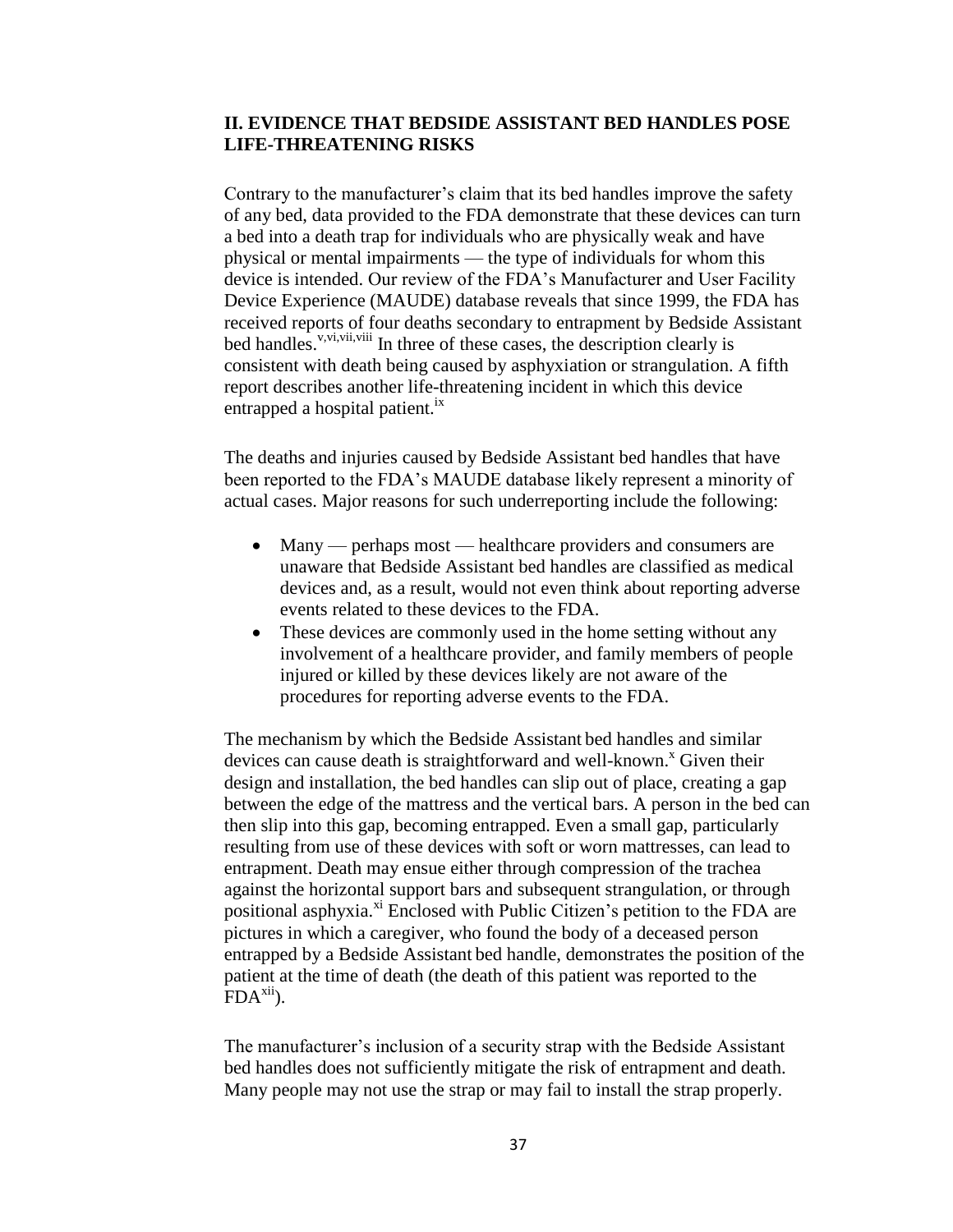## II. EVIDENCE THAT BEDSIDE ASSISTANT BED HANDLES POSE LIFE-THREATENING RISKS

Contrary to the manufacturer's claim that its bed handles improve the safety of any bed, data provided to the FDA demonstrate that these devices can turn a bed into a death trap for individuals who are physically weak and have physical or mental impairments — the type of individuals for whom this device is intended. Our review of the FDA's Manufacturer and User Facility Device Experience (MAUDE) database reveals that since 1999, the FDA has received reports of four deaths secondary to entrapment by Bedside Assistant bed handles.[v,vi,vii,viii] In three of these cases, the description clearly is consistent with death being caused by asphyxiation or strangulation. A fifth report describes another life-threatening incident in which this device entrapped a hospital patient.[ix]

The deaths and injuries caused by Bedside Assistant bed handles that have been reported to the FDA's MAUDE database likely represent a minority of actual cases. Major reasons for such underreporting include the following:

- Many — perhaps most — healthcare providers and consumers are unaware that Bedside Assistant bed handles are classified as medical devices and, as a result, would not even think about reporting adverse events related to these devices to the FDA.
- These devices are commonly used in the home setting without any involvement of a healthcare provider, and family members of people injured or killed by these devices likely are not aware of the procedures for reporting adverse events to the FDA.

The mechanism by which the Bedside Assistant bed handles and similar devices can cause death is straightforward and well-known.[x] Given their design and installation, the bed handles can slip out of place, creating a gap between the edge of the mattress and the vertical bars. A person in the bed can then slip into this gap, becoming entrapped. Even a small gap, particularly resulting from use of these devices with soft or worn mattresses, can lead to entrapment. Death may ensue either through compression of the trachea against the horizontal support bars and subsequent strangulation, or through positional asphyxia.[xi] Enclosed with Public Citizen's petition to the FDA are pictures in which a caregiver, who found the body of a deceased person entrapped by a Bedside Assistant bed handle, demonstrates the position of the patient at the time of death (the death of this patient was reported to the FDA[xii]).

The manufacturer's inclusion of a security strap with the Bedside Assistant bed handles does not sufficiently mitigate the risk of entrapment and death. Many people may not use the strap or may fail to install the strap properly.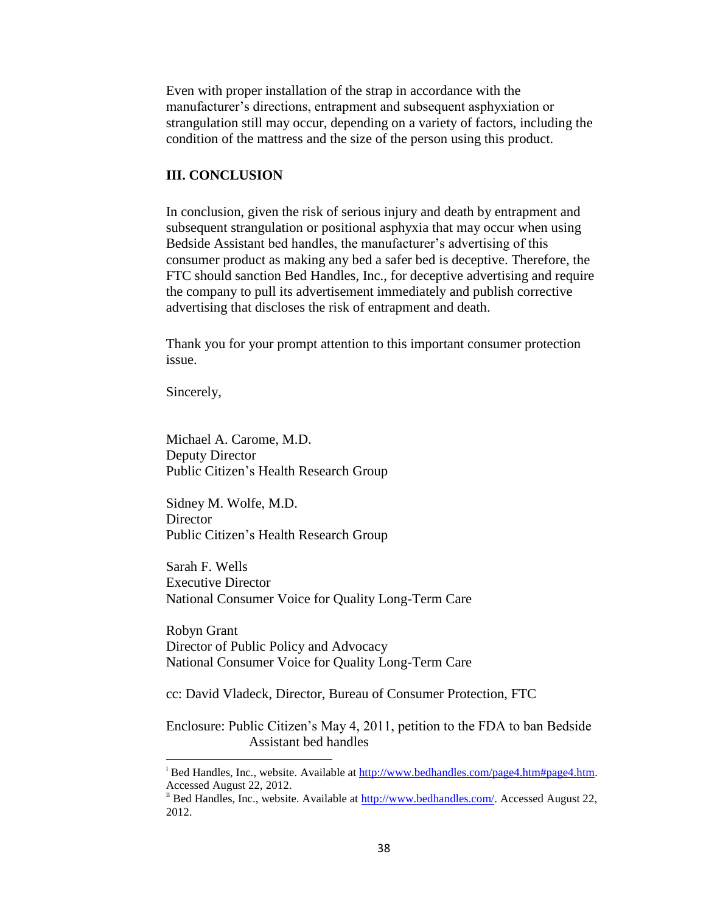Even with proper installation of the strap in accordance with the manufacturer's directions, entrapment and subsequent asphyxiation or strangulation still may occur, depending on a variety of factors, including the condition of the mattress and the size of the person using this product.

### III. CONCLUSION

In conclusion, given the risk of serious injury and death by entrapment and subsequent strangulation or positional asphyxia that may occur when using Bedside Assistant bed handles, the manufacturer's advertising of this consumer product as making any bed a safer bed is deceptive. Therefore, the FTC should sanction Bed Handles, Inc., for deceptive advertising and require the company to pull its advertisement immediately and publish corrective advertising that discloses the risk of entrapment and death.

Thank you for your prompt attention to this important consumer protection issue.

Sincerely,

Michael A. Carome, M.D.
Deputy Director
Public Citizen's Health Research Group

Sidney M. Wolfe, M.D.
Director
Public Citizen's Health Research Group

Sarah F. Wells
Executive Director
National Consumer Voice for Quality Long-Term Care

Robyn Grant
Director of Public Policy and Advocacy
National Consumer Voice for Quality Long-Term Care

cc: David Vladeck, Director, Bureau of Consumer Protection, FTC

Enclosure: Public Citizen's May 4, 2011, petition to the FDA to ban Bedside Assistant bed handles

---

[i] Bed Handles, Inc., website. Available at http://www.bedhandles.com/page4.htm#page4.htm. Accessed August 22, 2012.

[ii] Bed Handles, Inc., website. Available at http://www.bedhandles.com/. Accessed August 22, 2012.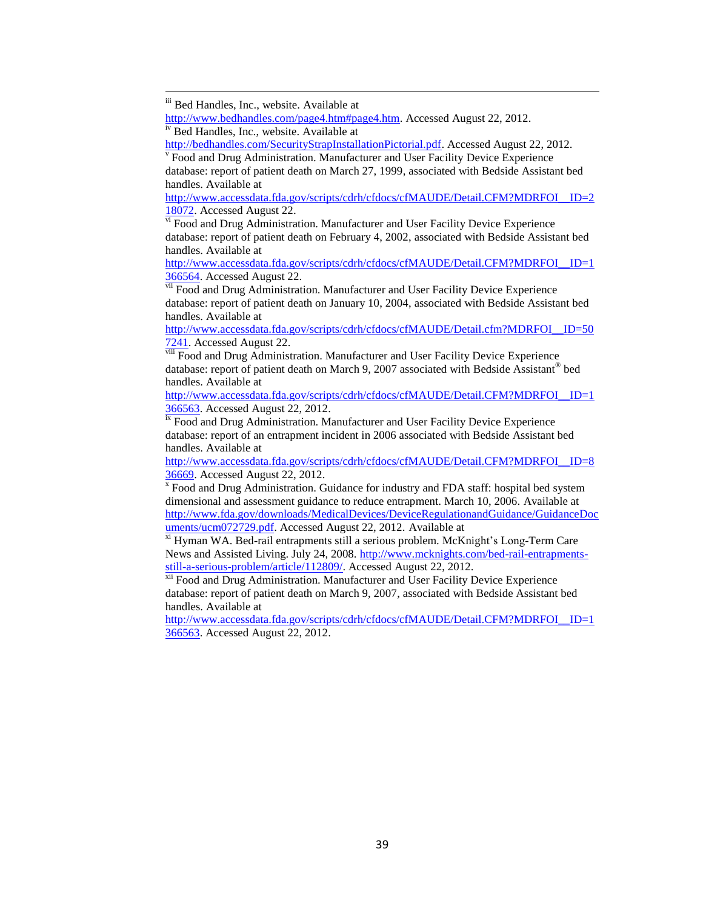[iii] Bed Handles, Inc., website. Available at http://www.bedhandles.com/page4.htm#page4.htm. Accessed August 22, 2012.

[iv] Bed Handles, Inc., website. Available at http://bedhandles.com/SecurityStrapInstallationPictorial.pdf. Accessed August 22, 2012.

[v] Food and Drug Administration. Manufacturer and User Facility Device Experience database: report of patient death on March 27, 1999, associated with Bedside Assistant bed handles. Available at http://www.accessdata.fda.gov/scripts/cdrh/cfdocs/cfMAUDE/Detail.CFM?MDRFOI__ID=218072. Accessed August 22.

[vi] Food and Drug Administration. Manufacturer and User Facility Device Experience database: report of patient death on February 4, 2002, associated with Bedside Assistant bed handles. Available at http://www.accessdata.fda.gov/scripts/cdrh/cfdocs/cfMAUDE/Detail.CFM?MDRFOI__ID=1366564. Accessed August 22.

[vii] Food and Drug Administration. Manufacturer and User Facility Device Experience database: report of patient death on January 10, 2004, associated with Bedside Assistant bed handles. Available at http://www.accessdata.fda.gov/scripts/cdrh/cfdocs/cfMAUDE/Detail.cfm?MDRFOI__ID=507241. Accessed August 22.

[viii] Food and Drug Administration. Manufacturer and User Facility Device Experience database: report of patient death on March 9, 2007 associated with Bedside Assistant® bed handles. Available at http://www.accessdata.fda.gov/scripts/cdrh/cfdocs/cfMAUDE/Detail.CFM?MDRFOI__ID=1366563. Accessed August 22, 2012.

[ix] Food and Drug Administration. Manufacturer and User Facility Device Experience database: report of an entrapment incident in 2006 associated with Bedside Assistant bed handles. Available at http://www.accessdata.fda.gov/scripts/cdrh/cfdocs/cfMAUDE/Detail.CFM?MDRFOI__ID=836669. Accessed August 22, 2012.

[x] Food and Drug Administration. Guidance for industry and FDA staff: hospital bed system dimensional and assessment guidance to reduce entrapment. March 10, 2006. Available at http://www.fda.gov/downloads/MedicalDevices/DeviceRegulationandGuidance/GuidanceDocuments/ucm072729.pdf. Accessed August 22, 2012. Available at

[xi] Hyman WA. Bed-rail entrapments still a serious problem. McKnight's Long-Term Care News and Assisted Living. July 24, 2008. http://www.mcknights.com/bed-rail-entrapments-still-a-serious-problem/article/112809/. Accessed August 22, 2012.

[xii] Food and Drug Administration. Manufacturer and User Facility Device Experience database: report of patient death on March 9, 2007, associated with Bedside Assistant bed handles. Available at http://www.accessdata.fda.gov/scripts/cdrh/cfdocs/cfMAUDE/Detail.CFM?MDRFOI__ID=1366563. Accessed August 22, 2012.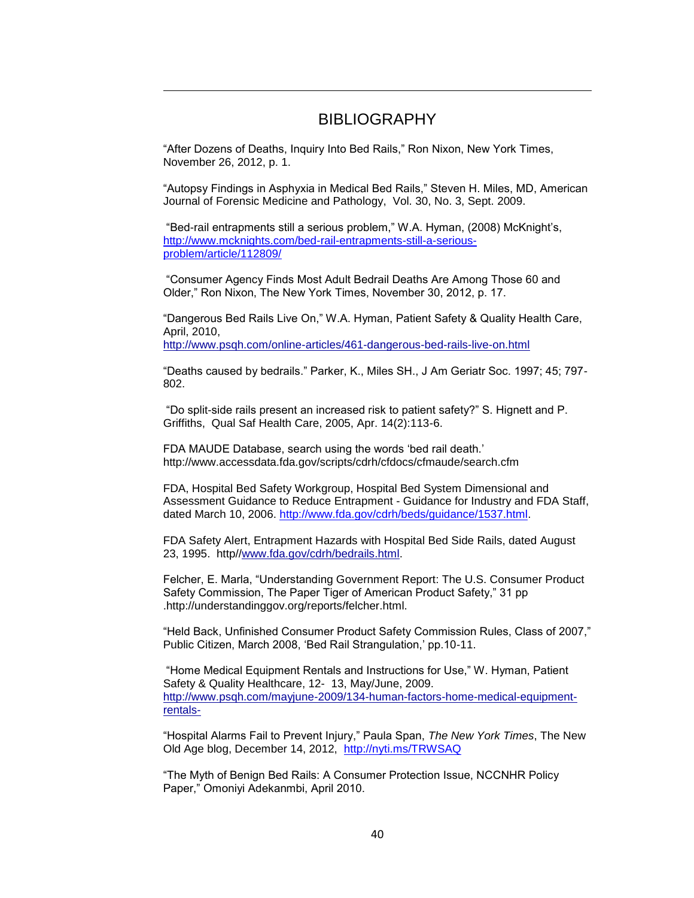# BIBLIOGRAPHY

"After Dozens of Deaths, Inquiry Into Bed Rails," Ron Nixon, New York Times, November 26, 2012, p. 1.

"Autopsy Findings in Asphyxia in Medical Bed Rails," Steven H. Miles, MD, American Journal of Forensic Medicine and Pathology, Vol. 30, No. 3, Sept. 2009.

"Bed-rail entrapments still a serious problem," W.A. Hyman, (2008) McKnight's, http://www.mcknights.com/bed-rail-entrapments-still-a-serious-problem/article/112809/

"Consumer Agency Finds Most Adult Bedrail Deaths Are Among Those 60 and Older," Ron Nixon, The New York Times, November 30, 2012, p. 17.

"Dangerous Bed Rails Live On," W.A. Hyman, Patient Safety & Quality Health Care, April, 2010, http://www.psqh.com/online-articles/461-dangerous-bed-rails-live-on.html

"Deaths caused by bedrails." Parker, K., Miles SH., J Am Geriatr Soc. 1997; 45; 797-802.

"Do split-side rails present an increased risk to patient safety?" S. Hignett and P. Griffiths, Qual Saf Health Care, 2005, Apr. 14(2):113-6.

FDA MAUDE Database, search using the words 'bed rail death.' http://www.accessdata.fda.gov/scripts/cdrh/cfdocs/cfmaude/search.cfm

FDA, Hospital Bed Safety Workgroup, Hospital Bed System Dimensional and Assessment Guidance to Reduce Entrapment - Guidance for Industry and FDA Staff, dated March 10, 2006. http://www.fda.gov/cdrh/beds/guidance/1537.html.

FDA Safety Alert, Entrapment Hazards with Hospital Bed Side Rails, dated August 23, 1995. http//www.fda.gov/cdrh/bedrails.html.

Felcher, E. Marla, "Understanding Government Report: The U.S. Consumer Product Safety Commission, The Paper Tiger of American Product Safety," 31 pp .http://understandinggov.org/reports/felcher.html.

"Held Back, Unfinished Consumer Product Safety Commission Rules, Class of 2007," Public Citizen, March 2008, 'Bed Rail Strangulation,' pp.10-11.

"Home Medical Equipment Rentals and Instructions for Use," W. Hyman, Patient Safety & Quality Healthcare, 12- 13, May/June, 2009. http://www.psqh.com/mayjune-2009/134-human-factors-home-medical-equipment-rentals-

"Hospital Alarms Fail to Prevent Injury," Paula Span, *The New York Times*, The New Old Age blog, December 14, 2012, http://nyti.ms/TRWSAQ

"The Myth of Benign Bed Rails: A Consumer Protection Issue, NCCNHR Policy Paper," Omoniyi Adekanmbi, April 2010.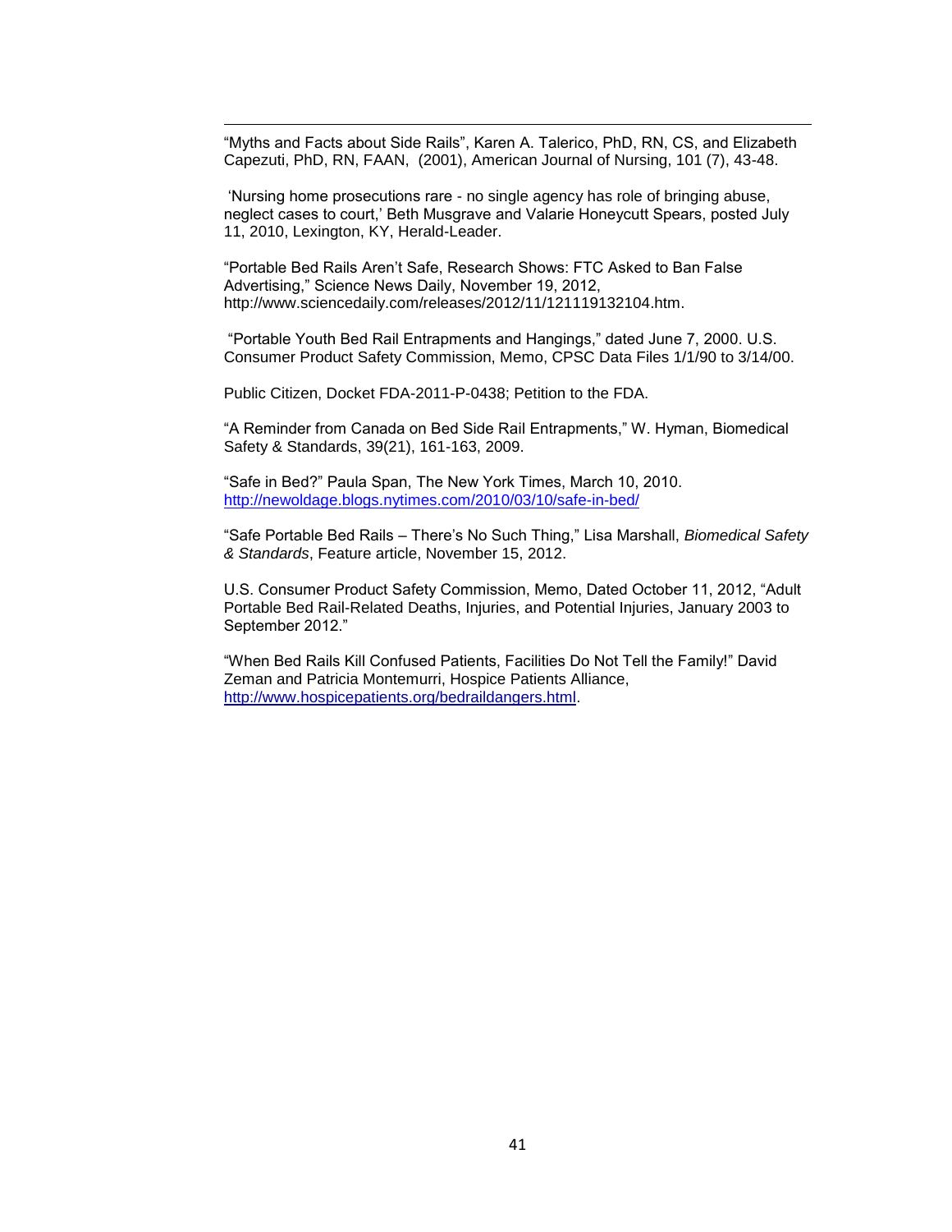“Myths and Facts about Side Rails”, Karen A. Talerico, PhD, RN, CS, and Elizabeth Capezuti, PhD, RN, FAAN, (2001), American Journal of Nursing, 101 (7), 43-48.

‘Nursing home prosecutions rare - no single agency has role of bringing abuse, neglect cases to court,’ Beth Musgrave and Valarie Honeycutt Spears, posted July 11, 2010, Lexington, KY, Herald-Leader.

“Portable Bed Rails Aren’t Safe, Research Shows: FTC Asked to Ban False Advertising,” Science News Daily, November 19, 2012, http://www.sciencedaily.com/releases/2012/11/121119132104.htm.

“Portable Youth Bed Rail Entrapments and Hangings,” dated June 7, 2000. U.S. Consumer Product Safety Commission, Memo, CPSC Data Files 1/1/90 to 3/14/00.

Public Citizen, Docket FDA-2011-P-0438; Petition to the FDA.

“A Reminder from Canada on Bed Side Rail Entrapments,” W. Hyman, Biomedical Safety & Standards, 39(21), 161-163, 2009.

“Safe in Bed?” Paula Span, The New York Times, March 10, 2010. [http://newoldage.blogs.nytimes.com/2010/03/10/safe-in-bed/](http://newoldage.blogs.nytimes.com/2010/03/10/safe-in-bed/)

“Safe Portable Bed Rails – There’s No Such Thing,” Lisa Marshall, *Biomedical Safety & Standards*, Feature article, November 15, 2012.

U.S. Consumer Product Safety Commission, Memo, Dated October 11, 2012, “Adult Portable Bed Rail-Related Deaths, Injuries, and Potential Injuries, January 2003 to September 2012.”

“When Bed Rails Kill Confused Patients, Facilities Do Not Tell the Family!” David Zeman and Patricia Montemurri, Hospice Patients Alliance, [http://www.hospicepatients.org/bedraildangers.html](http://www.hospicepatients.org/bedraildangers.html).